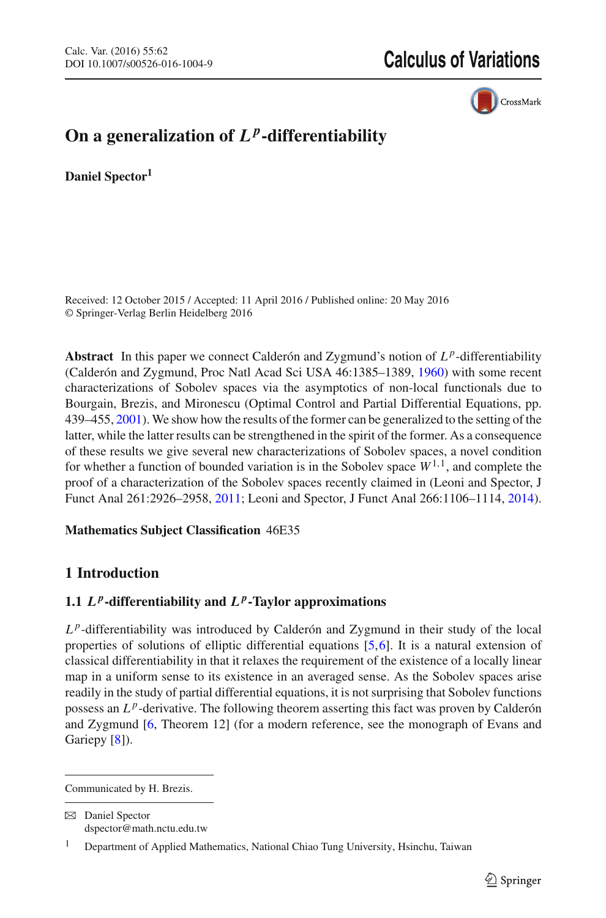# On a generalization of $L^p$-differentiability

**Daniel Spector**[1]

Received: 12 October 2015 / Accepted: 11 April 2016 / Published online: 20 May 2016
© Springer-Verlag Berlin Heidelberg 2016

**Abstract** In this paper we connect Calderón and Zygmund's notion of $L^p$-differentiability (Calderón and Zygmund, Proc Natl Acad Sci USA 46:1385–1389, 1960) with some recent characterizations of Sobolev spaces via the asymptotics of non-local functionals due to Bourgain, Brezis, and Mironescu (Optimal Control and Partial Differential Equations, pp. 439–455, 2001). We show how the results of the former can be generalized to the setting of the latter, while the latter results can be strengthened in the spirit of the former. As a consequence of these results we give several new characterizations of Sobolev spaces, a novel condition for whether a function of bounded variation is in the Sobolev space $W^{1,1}$, and complete the proof of a characterization of the Sobolev spaces recently claimed in (Leoni and Spector, J Funct Anal 261:2926–2958, 2011; Leoni and Spector, J Funct Anal 266:1106–1114, 2014).

**Mathematics Subject Classification** 46E35

## 1 Introduction

### 1.1 $L^p$-differentiability and $L^p$-Taylor approximations

$L^p$-differentiability was introduced by Calderón and Zygmund in their study of the local properties of solutions of elliptic differential equations [5,6]. It is a natural extension of classical differentiability in that it relaxes the requirement of the existence of a locally linear map in a uniform sense to its existence in an averaged sense. As the Sobolev spaces arise readily in the study of partial differential equations, it is not surprising that Sobolev functions possess an $L^p$-derivative. The following theorem asserting this fact was proven by Calderón and Zygmund [6, Theorem 12] (for a modern reference, see the monograph of Evans and Gariepy [8]).

---

Communicated by H. Brezis.

✉ Daniel Spector
dspector@math.nctu.edu.tw

[1] Department of Applied Mathematics, National Chiao Tung University, Hsinchu, Taiwan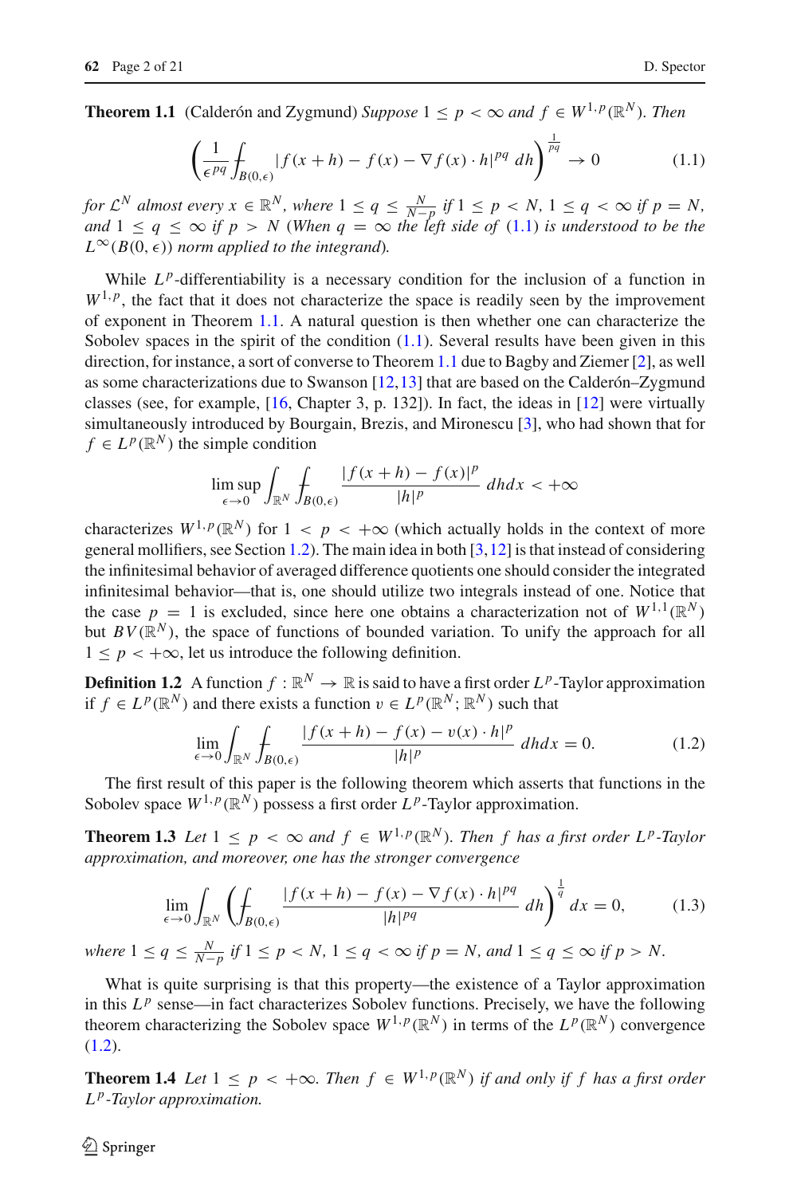**Theorem 1.1** (Calderón and Zygmund) *Suppose* $1 \leq p < \infty$ *and* $f \in W^{1,p}(\mathbb{R}^N)$. *Then*

$$\left( \frac{1}{\epsilon^{pq}} \fint_{B(0,\epsilon)} |f(x+h) - f(x) - \nabla f(x) \cdot h|^{pq} \, dh \right)^{\frac{1}{pq}} \to 0 \tag{1.1}$$

*for* $\mathcal{L}^N$ *almost every* $x \in \mathbb{R}^N$, *where* $1 \leq q \leq \frac{N}{N-p}$ *if* $1 \leq p < N$, $1 \leq q < \infty$ *if* $p = N$, *and* $1 \leq q \leq \infty$ *if* $p > N$ *(When* $q = \infty$ *the left side of* (1.1) *is understood to be the* $L^\infty(B(0,\epsilon))$ *norm applied to the integrand).*

While $L^p$-differentiability is a necessary condition for the inclusion of a function in $W^{1,p}$, the fact that it does not characterize the space is readily seen by the improvement of exponent in Theorem 1.1. A natural question is then whether one can characterize the Sobolev spaces in the spirit of the condition (1.1). Several results have been given in this direction, for instance, a sort of converse to Theorem 1.1 due to Bagby and Ziemer [2], as well as some characterizations due to Swanson [12,13] that are based on the Calderón–Zygmund classes (see, for example, [16, Chapter 3, p. 132]). In fact, the ideas in [12] were virtually simultaneously introduced by Bourgain, Brezis, and Mironescu [3], who had shown that for $f \in L^p(\mathbb{R}^N)$ the simple condition

$$\limsup_{\epsilon \to 0} \int_{\mathbb{R}^N} \fint_{B(0,\epsilon)} \frac{|f(x+h) - f(x)|^p}{|h|^p} \, dh dx < +\infty$$

characterizes $W^{1,p}(\mathbb{R}^N)$ for $1 < p < +\infty$ (which actually holds in the context of more general mollifiers, see Section 1.2). The main idea in both [3,12] is that instead of considering the infinitesimal behavior of averaged difference quotients one should consider the integrated infinitesimal behavior—that is, one should utilize two integrals instead of one. Notice that the case $p = 1$ is excluded, since here one obtains a characterization not of $W^{1,1}(\mathbb{R}^N)$ but $BV(\mathbb{R}^N)$, the space of functions of bounded variation. To unify the approach for all $1 \leq p < +\infty$, let us introduce the following definition.

**Definition 1.2** A function $f : \mathbb{R}^N \to \mathbb{R}$ is said to have a first order $L^p$-Taylor approximation if $f \in L^p(\mathbb{R}^N)$ and there exists a function $v \in L^p(\mathbb{R}^N; \mathbb{R}^N)$ such that

$$\lim_{\epsilon \to 0} \int_{\mathbb{R}^N} \fint_{B(0,\epsilon)} \frac{|f(x+h) - f(x) - v(x) \cdot h|^p}{|h|^p} \, dh dx = 0. \tag{1.2}$$

The first result of this paper is the following theorem which asserts that functions in the Sobolev space $W^{1,p}(\mathbb{R}^N)$ possess a first order $L^p$-Taylor approximation.

**Theorem 1.3** *Let* $1 \leq p < \infty$ *and* $f \in W^{1,p}(\mathbb{R}^N)$. *Then* $f$ *has a first order* $L^p$*-Taylor approximation, and moreover, one has the stronger convergence*

$$\lim_{\epsilon \to 0} \int_{\mathbb{R}^N} \left( \fint_{B(0,\epsilon)} \frac{|f(x+h) - f(x) - \nabla f(x) \cdot h|^{pq}}{|h|^{pq}} \, dh \right)^{\frac{1}{q}} dx = 0, \tag{1.3}$$

*where* $1 \leq q \leq \frac{N}{N-p}$ *if* $1 \leq p < N$, $1 \leq q < \infty$ *if* $p = N$, *and* $1 \leq q \leq \infty$ *if* $p > N$.

What is quite surprising is that this property—the existence of a Taylor approximation in this $L^p$ sense—in fact characterizes Sobolev functions. Precisely, we have the following theorem characterizing the Sobolev space $W^{1,p}(\mathbb{R}^N)$ in terms of the $L^p(\mathbb{R}^N)$ convergence (1.2).

**Theorem 1.4** *Let* $1 \leq p < +\infty$. *Then* $f \in W^{1,p}(\mathbb{R}^N)$ *if and only if* $f$ *has a first order* $L^p$*-Taylor approximation.*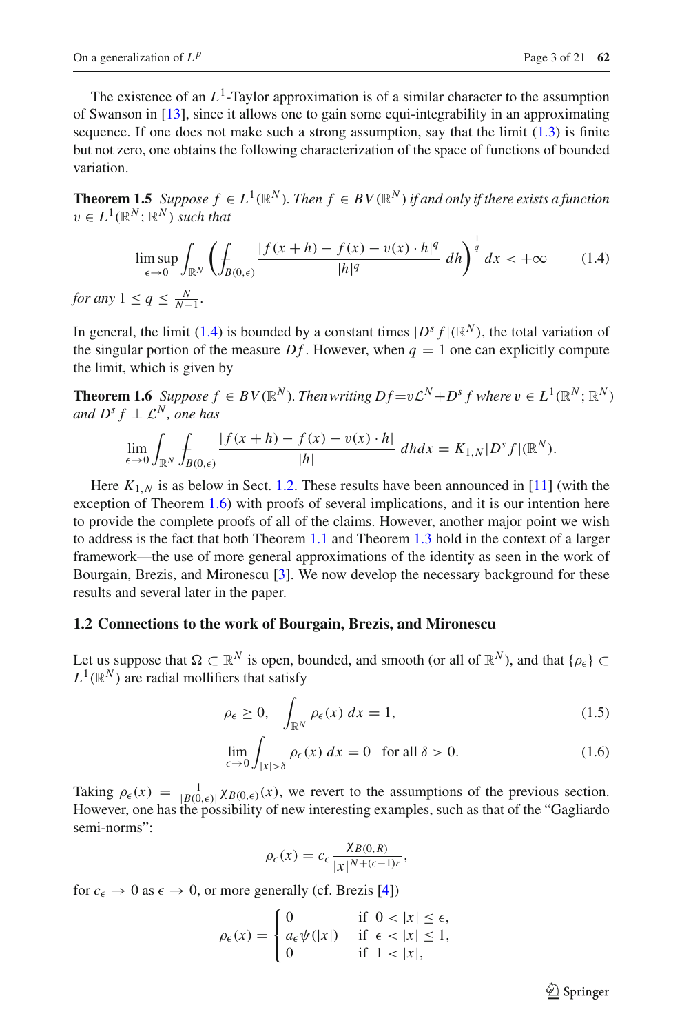The existence of an $L^1$-Taylor approximation is of a similar character to the assumption of Swanson in [13], since it allows one to gain some equi-integrability in an approximating sequence. If one does not make such a strong assumption, say that the limit (1.3) is finite but not zero, one obtains the following characterization of the space of functions of bounded variation.

**Theorem 1.5** *Suppose $f \in L^1(\mathbb{R}^N)$. Then $f \in BV(\mathbb{R}^N)$ if and only if there exists a function $v \in L^1(\mathbb{R}^N;\mathbb{R}^N)$ such that*

$$\limsup_{\epsilon \to 0} \int_{\mathbb{R}^N} \left( \fint_{B(0,\epsilon)} \frac{|f(x+h) - f(x) - v(x)\cdot h|^q}{|h|^q} \, dh \right)^{\frac{1}{q}} dx < +\infty \tag{1.4}$$

*for any $1 \leq q \leq \frac{N}{N-1}$.*

In general, the limit (1.4) is bounded by a constant times $|D^s f|(\mathbb{R}^N)$, the total variation of the singular portion of the measure $Df$. However, when $q = 1$ one can explicitly compute the limit, which is given by

**Theorem 1.6** *Suppose $f \in BV(\mathbb{R}^N)$. Then writing $Df = v\mathcal{L}^N + D^s f$ where $v \in L^1(\mathbb{R}^N;\mathbb{R}^N)$ and $D^s f \perp \mathcal{L}^N$, one has*

$$\lim_{\epsilon \to 0} \int_{\mathbb{R}^N} \fint_{B(0,\epsilon)} \frac{|f(x+h) - f(x) - v(x)\cdot h|}{|h|} \, dh dx = K_{1,N} |D^s f|(\mathbb{R}^N).$$

Here $K_{1,N}$ is as below in Sect. 1.2. These results have been announced in [11] (with the exception of Theorem 1.6) with proofs of several implications, and it is our intention here to provide the complete proofs of all of the claims. However, another major point we wish to address is the fact that both Theorem 1.1 and Theorem 1.3 hold in the context of a larger framework—the use of more general approximations of the identity as seen in the work of Bourgain, Brezis, and Mironescu [3]. We now develop the necessary background for these results and several later in the paper.

### 1.2 Connections to the work of Bourgain, Brezis, and Mironescu

Let us suppose that $\Omega \subset \mathbb{R}^N$ is open, bounded, and smooth (or all of $\mathbb{R}^N$), and that $\{\rho_\epsilon\} \subset L^1(\mathbb{R}^N)$ are radial mollifiers that satisfy

$$\rho_\epsilon \geq 0, \quad \int_{\mathbb{R}^N} \rho_\epsilon(x)\, dx = 1, \tag{1.5}$$

$$\lim_{\epsilon \to 0} \int_{|x|>\delta} \rho_\epsilon(x)\, dx = 0 \quad \text{for all } \delta > 0. \tag{1.6}$$

Taking $\rho_\epsilon(x) = \frac{1}{|B(0,\epsilon)|}\chi_{B(0,\epsilon)}(x)$, we revert to the assumptions of the previous section. However, one has the possibility of new interesting examples, such as that of the "Gagliardo semi-norms":

$$\rho_\epsilon(x) = c_\epsilon \frac{\chi_{B(0,R)}}{|x|^{N+(\epsilon-1)r}},$$

for $c_\epsilon \to 0$ as $\epsilon \to 0$, or more generally (cf. Brezis [4])

$$\rho_\epsilon(x) = \begin{cases} 0 & \text{if } 0 < |x| \leq \epsilon, \\ a_\epsilon \psi(|x|) & \text{if } \epsilon < |x| \leq 1, \\ 0 & \text{if } 1 < |x|, \end{cases}$$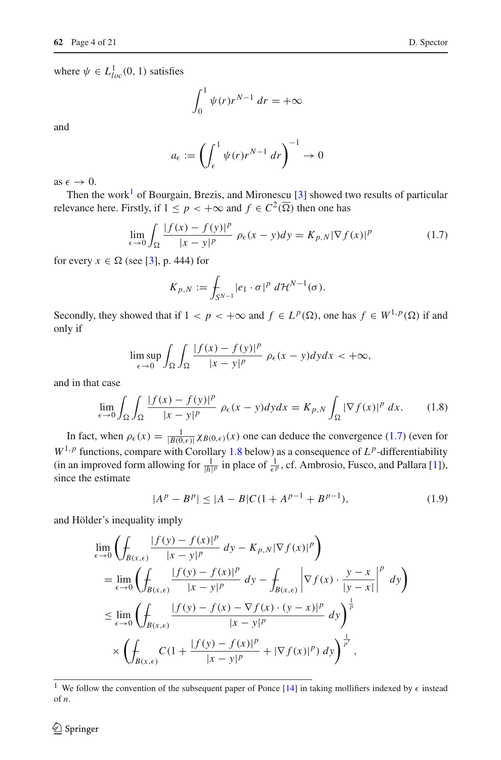where $\psi \in L^1_{loc}(0,1)$ satisfies

$$\int_0^1 \psi(r) r^{N-1}\, dr = +\infty$$

and

$$a_\epsilon := \left( \int_\epsilon^1 \psi(r) r^{N-1}\, dr \right)^{-1} \to 0$$

as $\epsilon \to 0$.

Then the work[1] of Bourgain, Brezis, and Mironescu [3] showed two results of particular relevance here. Firstly, if $1 \leq p < +\infty$ and $f \in C^2(\overline{\Omega})$ then one has

$$\lim_{\epsilon \to 0} \int_\Omega \frac{|f(x) - f(y)|^p}{|x-y|^p} \rho_\epsilon(x-y) dy = K_{p,N} |\nabla f(x)|^p \tag{1.7}$$

for every $x \in \Omega$ (see [3], p. 444) for

$$K_{p,N} := \fint_{S^{N-1}} |e_1 \cdot \sigma|^p \, d\mathcal{H}^{N-1}(\sigma).$$

Secondly, they showed that if $1 < p < +\infty$ and $f \in L^p(\Omega)$, one has $f \in W^{1,p}(\Omega)$ if and only if

$$\limsup_{\epsilon \to 0} \int_\Omega \int_\Omega \frac{|f(x) - f(y)|^p}{|x-y|^p} \rho_\epsilon(x-y) dy dx < +\infty,$$

and in that case

$$\lim_{\epsilon \to 0} \int_\Omega \int_\Omega \frac{|f(x) - f(y)|^p}{|x-y|^p} \rho_\epsilon(x-y) dy dx = K_{p,N} \int_\Omega |\nabla f(x)|^p \, dx. \tag{1.8}$$

In fact, when $\rho_\epsilon(x) = \frac{1}{|B(0,\epsilon)|} \chi_{B(0,\epsilon)}(x)$ one can deduce the convergence (1.7) (even for $W^{1,p}$ functions, compare with Corollary 1.8 below) as a consequence of $L^p$-differentiability (in an improved form allowing for $\frac{1}{|h|^p}$ in place of $\frac{1}{\epsilon^p}$, cf. Ambrosio, Fusco, and Pallara [1]), since the estimate

$$|A^p - B^p| \leq |A - B| C(1 + A^{p-1} + B^{p-1}), \tag{1.9}$$

and Hölder's inequality imply

$$\begin{aligned}
&\lim_{\epsilon \to 0} \left( \fint_{B(x,\epsilon)} \frac{|f(y) - f(x)|^p}{|x-y|^p} \, dy - K_{p,N} |\nabla f(x)|^p \right) \\
&= \lim_{\epsilon \to 0} \left( \fint_{B(x,\epsilon)} \frac{|f(y) - f(x)|^p}{|x-y|^p} \, dy - \fint_{B(x,\epsilon)} \left| \nabla f(x) \cdot \frac{y-x}{|y-x|} \right|^p \, dy \right) \\
&\leq \lim_{\epsilon \to 0} \left( \fint_{B(x,\epsilon)} \frac{|f(y) - f(x) - \nabla f(x) \cdot (y-x)|^p}{|x-y|^p} \, dy \right)^{\frac{1}{p}} \\
&\quad \times \left( \fint_{B(x,\epsilon)} C(1 + \frac{|f(y) - f(x)|^p}{|x-y|^p} + |\nabla f(x)|^p) \, dy \right)^{\frac{1}{p'}},
\end{aligned}$$

[1] We follow the convention of the subsequent paper of Ponce [14] in taking mollifiers indexed by $\epsilon$ instead of $n$.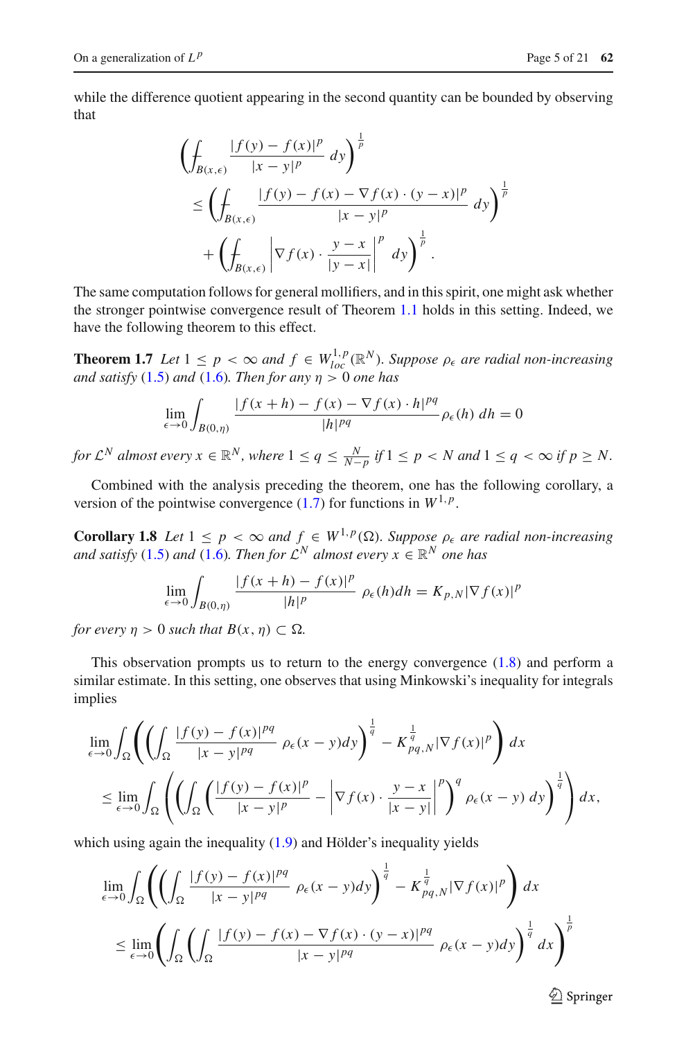while the difference quotient appearing in the second quantity can be bounded by observing that

$$
\begin{aligned}
&\left(\fint_{B(x,\epsilon)} \frac{|f(y)-f(x)|^p}{|x-y|^p}\,dy\right)^{\frac{1}{p}} \\
&\quad \le \left(\fint_{B(x,\epsilon)} \frac{|f(y)-f(x)-\nabla f(x)\cdot(y-x)|^p}{|x-y|^p}\,dy\right)^{\frac{1}{p}} \\
&\qquad + \left(\fint_{B(x,\epsilon)} \left|\nabla f(x)\cdot \frac{y-x}{|y-x|}\right|^p\,dy\right)^{\frac{1}{p}}.
\end{aligned}
$$

The same computation follows for general mollifiers, and in this spirit, one might ask whether the stronger pointwise convergence result of Theorem 1.1 holds in this setting. Indeed, we have the following theorem to this effect.

**Theorem 1.7** *Let $1 \le p < \infty$ and $f \in W^{1,p}_{loc}(\mathbb{R}^N)$. Suppose $\rho_\epsilon$ are radial non-increasing and satisfy (1.5) and (1.6). Then for any $\eta > 0$ one has*

$$
\lim_{\epsilon \to 0} \int_{B(0,\eta)} \frac{|f(x+h)-f(x)-\nabla f(x)\cdot h|^{pq}}{|h|^{pq}}\rho_\epsilon(h)\,dh = 0
$$

*for $\mathcal{L}^N$ almost every $x \in \mathbb{R}^N$, where $1 \le q \le \frac{N}{N-p}$ if $1 \le p < N$ and $1 \le q < \infty$ if $p \ge N$.*

Combined with the analysis preceding the theorem, one has the following corollary, a version of the pointwise convergence (1.7) for functions in $W^{1,p}$.

**Corollary 1.8** *Let $1 \le p < \infty$ and $f \in W^{1,p}(\Omega)$. Suppose $\rho_\epsilon$ are radial non-increasing and satisfy (1.5) and (1.6). Then for $\mathcal{L}^N$ almost every $x \in \mathbb{R}^N$ one has*

$$
\lim_{\epsilon \to 0} \int_{B(0,\eta)} \frac{|f(x+h)-f(x)|^p}{|h|^p}\,\rho_\epsilon(h)dh = K_{p,N}|\nabla f(x)|^p
$$

*for every $\eta > 0$ such that $B(x,\eta) \subset \Omega$.*

This observation prompts us to return to the energy convergence (1.8) and perform a similar estimate. In this setting, one observes that using Minkowski's inequality for integrals implies

$$
\begin{aligned}
&\lim_{\epsilon \to 0} \int_\Omega \left( \left( \int_\Omega \frac{|f(y)-f(x)|^{pq}}{|x-y|^{pq}}\,\rho_\epsilon(x-y)dy \right)^{\frac{1}{q}} - K_{pq,N}^{\frac{1}{q}} |\nabla f(x)|^p \right) dx \\
&\quad \le \lim_{\epsilon \to 0} \int_\Omega \left( \left( \int_\Omega \left( \frac{|f(y)-f(x)|^p}{|x-y|^p} - \left|\nabla f(x)\cdot \frac{y-x}{|x-y|}\right|^p \right)^q \rho_\epsilon(x-y)\,dy \right)^{\frac{1}{q}} \right) dx,
\end{aligned}
$$

which using again the inequality (1.9) and Hölder's inequality yields

$$
\begin{aligned}
&\lim_{\epsilon \to 0} \int_\Omega \left( \left( \int_\Omega \frac{|f(y)-f(x)|^{pq}}{|x-y|^{pq}}\,\rho_\epsilon(x-y)dy \right)^{\frac{1}{q}} - K_{pq,N}^{\frac{1}{q}} |\nabla f(x)|^p \right) dx \\
&\quad \le \lim_{\epsilon \to 0} \left( \int_\Omega \left( \int_\Omega \frac{|f(y)-f(x)-\nabla f(x)\cdot(y-x)|^{pq}}{|x-y|^{pq}}\,\rho_\epsilon(x-y)dy \right)^{\frac{1}{q}} dx \right)^{\frac{1}{p}}
\end{aligned}
$$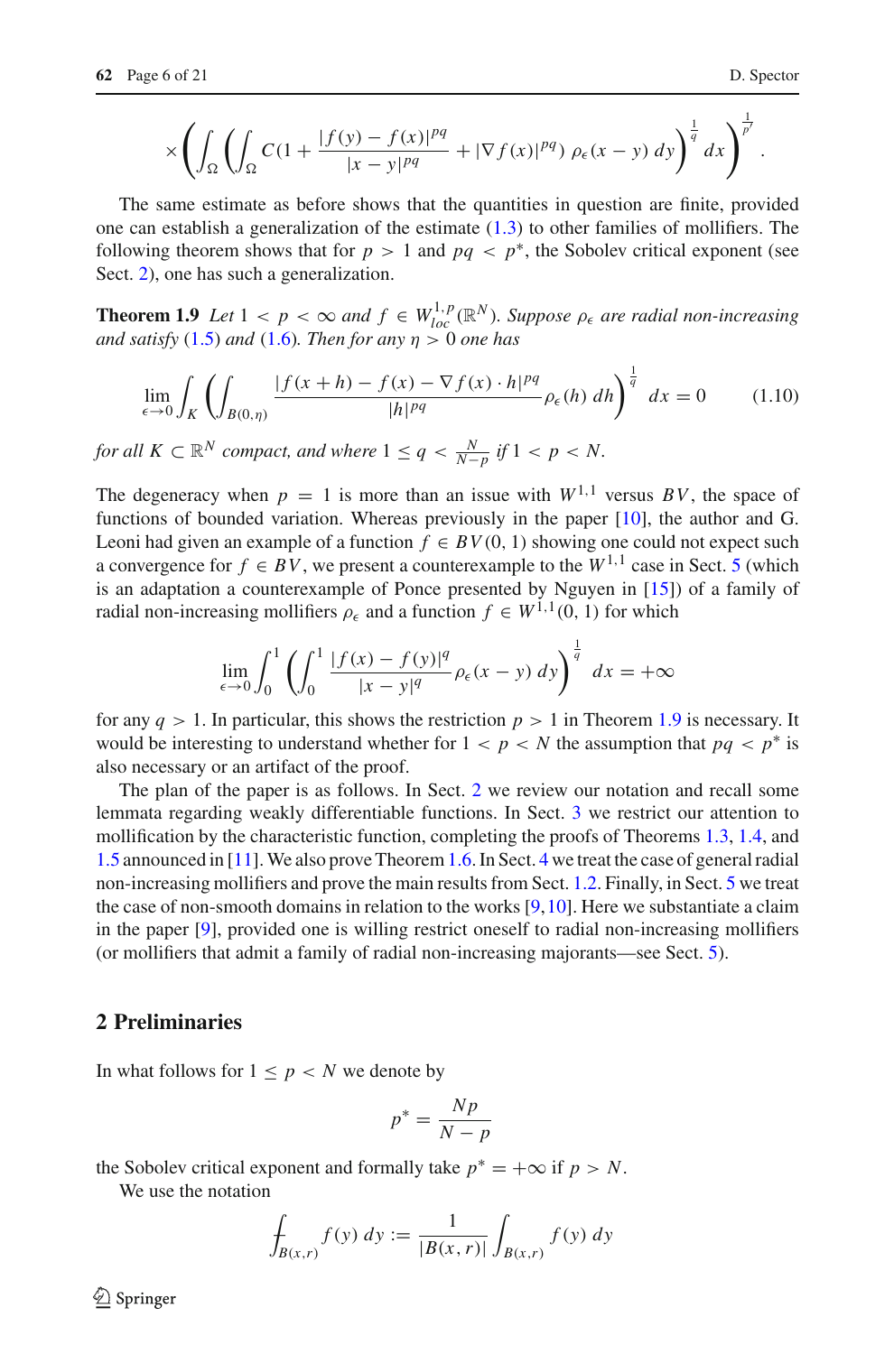$$\times \left( \int_\Omega \left( \int_\Omega C(1 + \frac{|f(y) - f(x)|^{pq}}{|x-y|^{pq}} + |\nabla f(x)|^{pq}) \, \rho_\epsilon(x-y) \, dy \right)^{\frac{1}{q}} dx \right)^{\frac{1}{p'}}.$$

The same estimate as before shows that the quantities in question are finite, provided one can establish a generalization of the estimate (1.3) to other families of mollifiers. The following theorem shows that for $p > 1$ and $pq < p^*$, the Sobolev critical exponent (see Sect. 2), one has such a generalization.

**Theorem 1.9** *Let $1 < p < \infty$ and $f \in W^{1,p}_{loc}(\mathbb{R}^N)$. Suppose $\rho_\epsilon$ are radial non-increasing and satisfy (1.5) and (1.6). Then for any $\eta > 0$ one has*

$$\lim_{\epsilon \to 0} \int_K \left( \int_{B(0,\eta)} \frac{|f(x+h) - f(x) - \nabla f(x) \cdot h|^{pq}}{|h|^{pq}} \rho_\epsilon(h) \, dh \right)^{\frac{1}{q}} dx = 0 \tag{1.10}$$

*for all $K \subset \mathbb{R}^N$ compact, and where $1 \leq q < \frac{N}{N-p}$ if $1 < p < N$.*

The degeneracy when $p = 1$ is more than an issue with $W^{1,1}$ versus $BV$, the space of functions of bounded variation. Whereas previously in the paper [10], the author and G. Leoni had given an example of a function $f \in BV(0,1)$ showing one could not expect such a convergence for $f \in BV$, we present a counterexample to the $W^{1,1}$ case in Sect. 5 (which is an adaptation a counterexample of Ponce presented by Nguyen in [15]) of a family of radial non-increasing mollifiers $\rho_\epsilon$ and a function $f \in W^{1,1}(0,1)$ for which

$$\lim_{\epsilon \to 0} \int_0^1 \left( \int_0^1 \frac{|f(x) - f(y)|^q}{|x-y|^q} \rho_\epsilon(x-y) \, dy \right)^{\frac{1}{q}} dx = +\infty$$

for any $q > 1$. In particular, this shows the restriction $p > 1$ in Theorem 1.9 is necessary. It would be interesting to understand whether for $1 < p < N$ the assumption that $pq < p^*$ is also necessary or an artifact of the proof.

The plan of the paper is as follows. In Sect. 2 we review our notation and recall some lemmata regarding weakly differentiable functions. In Sect. 3 we restrict our attention to mollification by the characteristic function, completing the proofs of Theorems 1.3, 1.4, and 1.5 announced in [11]. We also prove Theorem 1.6. In Sect. 4 we treat the case of general radial non-increasing mollifiers and prove the main results from Sect. 1.2. Finally, in Sect. 5 we treat the case of non-smooth domains in relation to the works [9,10]. Here we substantiate a claim in the paper [9], provided one is willing restrict oneself to radial non-increasing mollifiers (or mollifiers that admit a family of radial non-increasing majorants—see Sect. 5).

## 2 Preliminaries

In what follows for $1 \leq p < N$ we denote by

$$p^* = \frac{Np}{N-p}$$

the Sobolev critical exponent and formally take $p^* = +\infty$ if $p > N$.

We use the notation

$$⨍_{B(x,r)} f(y) \, dy := \frac{1}{|B(x,r)|} \int_{B(x,r)} f(y) \, dy$$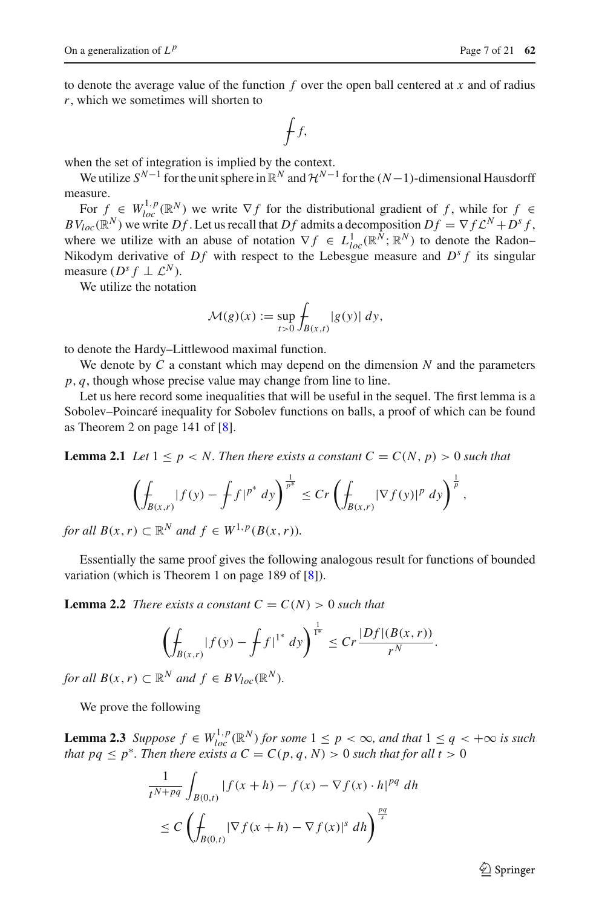to denote the average value of the function $f$ over the open ball centered at $x$ and of radius $r$, which we sometimes will shorten to

$$\fint f,$$

when the set of integration is implied by the context.

We utilize $S^{N-1}$ for the unit sphere in $\mathbb{R}^N$ and $\mathcal{H}^{N-1}$ for the $(N-1)$-dimensional Hausdorff measure.

For $f \in W^{1,p}_{loc}(\mathbb{R}^N)$ we write $\nabla f$ for the distributional gradient of $f$, while for $f \in BV_{loc}(\mathbb{R}^N)$ we write $Df$. Let us recall that $Df$ admits a decomposition $Df = \nabla f \mathcal{L}^N + D^s f$, where we utilize with an abuse of notation $\nabla f \in L^1_{loc}(\mathbb{R}^N; \mathbb{R}^N)$ to denote the Radon–Nikodym derivative of $Df$ with respect to the Lebesgue measure and $D^s f$ its singular measure ($D^s f \perp \mathcal{L}^N$).

We utilize the notation

$$\mathcal{M}(g)(x) := \sup_{t>0} \fint_{B(x,t)} |g(y)|\, dy,$$

to denote the Hardy–Littlewood maximal function.

We denote by $C$ a constant which may depend on the dimension $N$ and the parameters $p, q$, though whose precise value may change from line to line.

Let us here record some inequalities that will be useful in the sequel. The first lemma is a Sobolev–Poincaré inequality for Sobolev functions on balls, a proof of which can be found as Theorem 2 on page 141 of [8].

**Lemma 2.1** *Let $1 \leq p < N$. Then there exists a constant $C = C(N, p) > 0$ such that*

$$\left( \fint_{B(x,r)} |f(y) - \fint f|^{p^*}\, dy \right)^{\frac{1}{p^*}} \leq Cr \left( \fint_{B(x,r)} |\nabla f(y)|^p\, dy \right)^{\frac{1}{p}},$$

*for all $B(x,r) \subset \mathbb{R}^N$ and $f \in W^{1,p}(B(x,r))$.*

Essentially the same proof gives the following analogous result for functions of bounded variation (which is Theorem 1 on page 189 of [8]).

**Lemma 2.2** *There exists a constant $C = C(N) > 0$ such that*

$$\left( \fint_{B(x,r)} |f(y) - \fint f|^{1^*}\, dy \right)^{\frac{1}{1^*}} \leq Cr \frac{|Df|(B(x,r))}{r^N}.$$

*for all $B(x,r) \subset \mathbb{R}^N$ and $f \in BV_{loc}(\mathbb{R}^N)$.*

We prove the following

**Lemma 2.3** *Suppose $f \in W^{1,p}_{loc}(\mathbb{R}^N)$ for some $1 \leq p < \infty$, and that $1 \leq q < +\infty$ is such that $pq \leq p^*$. Then there exists a $C = C(p, q, N) > 0$ such that for all $t > 0$*

$$\begin{aligned}
&\frac{1}{t^{N+pq}} \int_{B(0,t)} |f(x+h) - f(x) - \nabla f(x) \cdot h|^{pq}\, dh \\
&\leq C \left( \fint_{B(0,t)} |\nabla f(x+h) - \nabla f(x)|^s\, dh \right)^{\frac{pq}{s}}
\end{aligned}$$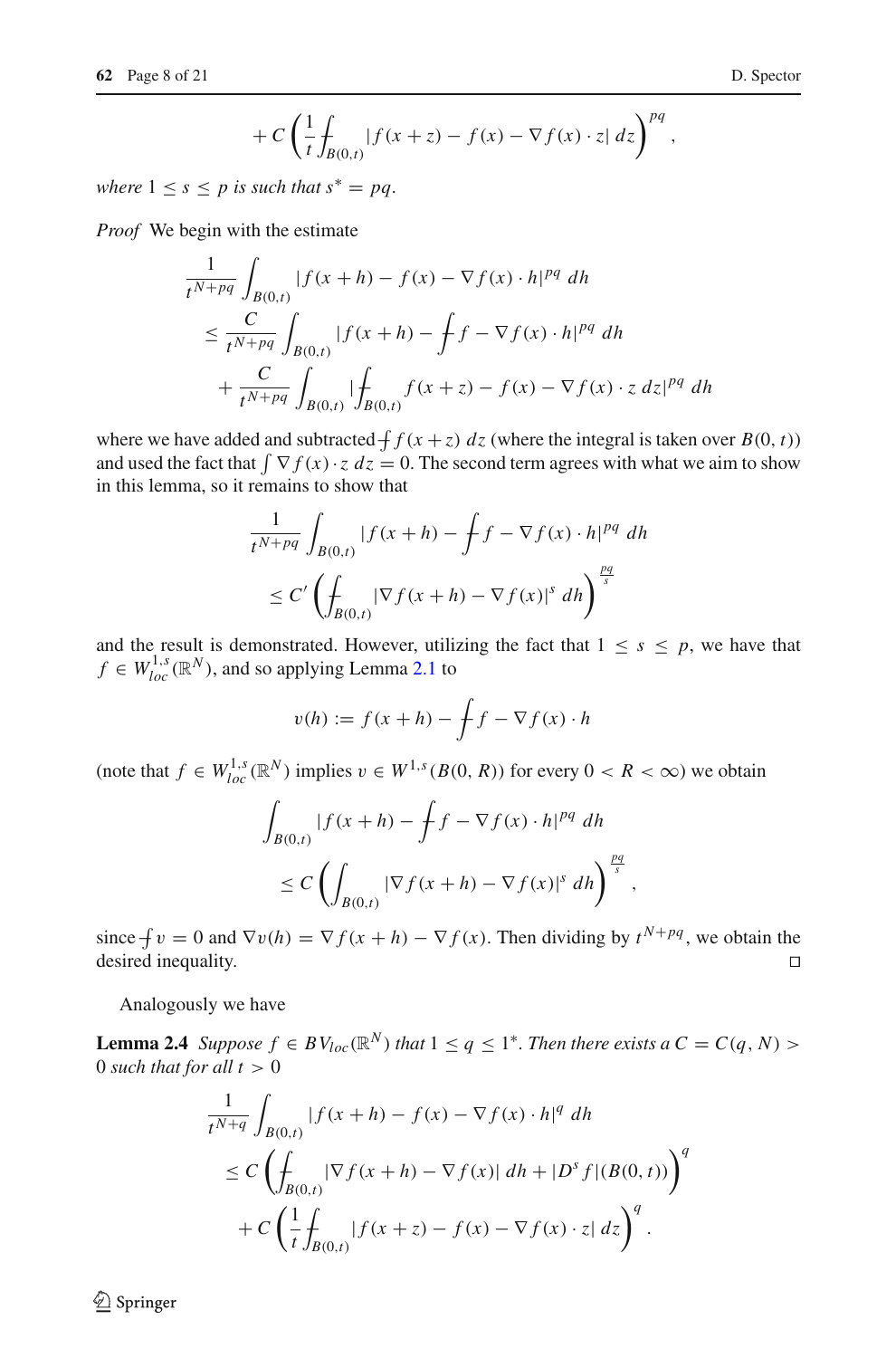$$+ C\left(\frac{1}{t}\fint_{B(0,t)} |f(x+z) - f(x) - \nabla f(x)\cdot z|\, dz\right)^{pq},$$

*where* $1 \leq s \leq p$ *is such that* $s^* = pq$.

*Proof* We begin with the estimate

$$\begin{aligned}
&\frac{1}{t^{N+pq}}\int_{B(0,t)} |f(x+h) - f(x) - \nabla f(x)\cdot h|^{pq}\, dh \\
&\leq \frac{C}{t^{N+pq}}\int_{B(0,t)} |f(x+h) - \fint f - \nabla f(x)\cdot h|^{pq}\, dh \\
&\quad + \frac{C}{t^{N+pq}}\int_{B(0,t)} |\fint_{B(0,t)} f(x+z) - f(x) - \nabla f(x)\cdot z\, dz|^{pq}\, dh
\end{aligned}$$

where we have added and subtracted $\fint f(x+z)\, dz$ (where the integral is taken over $B(0,t)$) and used the fact that $\int \nabla f(x)\cdot z\, dz = 0$. The second term agrees with what we aim to show in this lemma, so it remains to show that

$$\begin{aligned}
&\frac{1}{t^{N+pq}}\int_{B(0,t)} |f(x+h) - \fint f - \nabla f(x)\cdot h|^{pq}\, dh \\
&\leq C'\left(\fint_{B(0,t)} |\nabla f(x+h) - \nabla f(x)|^s\, dh\right)^{\frac{pq}{s}}
\end{aligned}$$

and the result is demonstrated. However, utilizing the fact that $1 \leq s \leq p$, we have that $f \in W^{1,s}_{loc}(\mathbb{R}^N)$, and so applying Lemma 2.1 to

$$v(h) := f(x+h) - \fint f - \nabla f(x)\cdot h$$

(note that $f \in W^{1,s}_{loc}(\mathbb{R}^N)$ implies $v \in W^{1,s}(B(0,R))$ for every $0 < R < \infty$) we obtain

$$\begin{aligned}
&\int_{B(0,t)} |f(x+h) - \fint f - \nabla f(x)\cdot h|^{pq}\, dh \\
&\leq C\left(\int_{B(0,t)} |\nabla f(x+h) - \nabla f(x)|^s\, dh\right)^{\frac{pq}{s}},
\end{aligned}$$

since $\fint v = 0$ and $\nabla v(h) = \nabla f(x+h) - \nabla f(x)$. Then dividing by $t^{N+pq}$, we obtain the desired inequality. $\square$

Analogously we have

**Lemma 2.4** *Suppose* $f \in BV_{loc}(\mathbb{R}^N)$ *that* $1 \leq q \leq 1^*$. *Then there exists a* $C = C(q,N) > 0$ *such that for all* $t > 0$

$$\begin{aligned}
&\frac{1}{t^{N+q}}\int_{B(0,t)} |f(x+h) - f(x) - \nabla f(x)\cdot h|^q\, dh \\
&\leq C\left(\fint_{B(0,t)} |\nabla f(x+h) - \nabla f(x)|\, dh + |D^s f|(B(0,t))\right)^q \\
&\quad + C\left(\frac{1}{t}\fint_{B(0,t)} |f(x+z) - f(x) - \nabla f(x)\cdot z|\, dz\right)^q.
\end{aligned}$$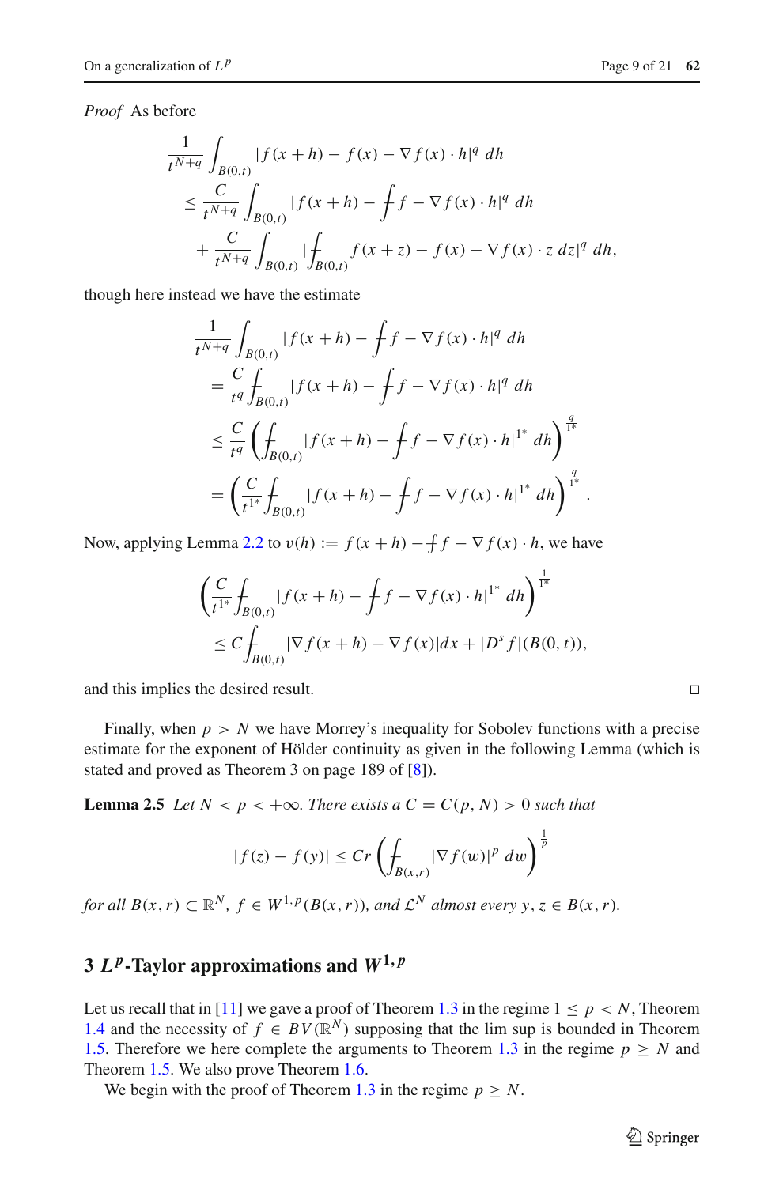*Proof* As before

$$
\begin{aligned}
&\frac{1}{t^{N+q}} \int_{B(0,t)} |f(x+h) - f(x) - \nabla f(x) \cdot h|^q \, dh \\
&\leq \frac{C}{t^{N+q}} \int_{B(0,t)} |f(x+h) - \fint f - \nabla f(x) \cdot h|^q \, dh \\
&\quad + \frac{C}{t^{N+q}} \int_{B(0,t)} |\fint_{B(0,t)} f(x+z) - f(x) - \nabla f(x) \cdot z \, dz|^q \, dh,
\end{aligned}
$$

though here instead we have the estimate

$$
\begin{aligned}
&\frac{1}{t^{N+q}} \int_{B(0,t)} |f(x+h) - \fint f - \nabla f(x) \cdot h|^q \, dh \\
&= \frac{C}{t^q} \fint_{B(0,t)} |f(x+h) - \fint f - \nabla f(x) \cdot h|^q \, dh \\
&\leq \frac{C}{t^q} \left( \fint_{B(0,t)} |f(x+h) - \fint f - \nabla f(x) \cdot h|^{1^*} \, dh \right)^{\frac{q}{1^*}} \\
&= \left( \frac{C}{t^{1^*}} \fint_{B(0,t)} |f(x+h) - \fint f - \nabla f(x) \cdot h|^{1^*} \, dh \right)^{\frac{q}{1^*}}.
\end{aligned}
$$

Now, applying Lemma 2.2 to $v(h) := f(x+h) - \fint f - \nabla f(x) \cdot h$, we have

$$
\begin{aligned}
&\left( \frac{C}{t^{1^*}} \fint_{B(0,t)} |f(x+h) - \fint f - \nabla f(x) \cdot h|^{1^*} \, dh \right)^{\frac{1}{1^*}} \\
&\leq C \fint_{B(0,t)} |\nabla f(x+h) - \nabla f(x)| dx + |D^s f|(B(0,t)),
\end{aligned}
$$

and this implies the desired result. □

Finally, when $p > N$ we have Morrey's inequality for Sobolev functions with a precise estimate for the exponent of Hölder continuity as given in the following Lemma (which is stated and proved as Theorem 3 on page 189 of [8]).

**Lemma 2.5** *Let $N < p < +\infty$. There exists a $C = C(p, N) > 0$ such that*

$$
|f(z) - f(y)| \leq Cr \left( \fint_{B(x,r)} |\nabla f(w)|^p \, dw \right)^{\frac{1}{p}}
$$

*for all $B(x,r) \subset \mathbb{R}^N$, $f \in W^{1,p}(B(x,r))$, and $\mathcal{L}^N$ almost every $y, z \in B(x,r)$.*

## 3 $L^p$-Taylor approximations and $W^{1,p}$

Let us recall that in [11] we gave a proof of Theorem 1.3 in the regime $1 \leq p < N$, Theorem 1.4 and the necessity of $f \in BV(\mathbb{R}^N)$ supposing that the lim sup is bounded in Theorem 1.5. Therefore we here complete the arguments to Theorem 1.3 in the regime $p \geq N$ and Theorem 1.5. We also prove Theorem 1.6.

We begin with the proof of Theorem 1.3 in the regime $p \geq N$.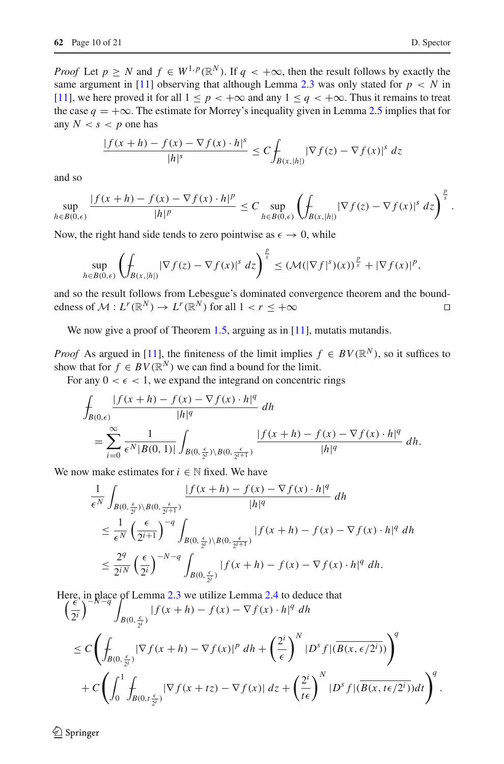*Proof* Let $p \geq N$ and $f \in W^{1,p}(\mathbb{R}^N)$. If $q < +\infty$, then the result follows by exactly the same argument in [11] observing that although Lemma 2.3 was only stated for $p < N$ in [11], we here proved it for all $1 \leq p < +\infty$ and any $1 \leq q < +\infty$. Thus it remains to treat the case $q = +\infty$. The estimate for Morrey's inequality given in Lemma 2.5 implies that for any $N < s < p$ one has

$$\frac{|f(x+h) - f(x) - \nabla f(x) \cdot h|^s}{|h|^s} \leq C \fint_{B(x,|h|)} |\nabla f(z) - \nabla f(x)|^s \, dz$$

and so

$$\sup_{h \in B(0,\epsilon)} \frac{|f(x+h) - f(x) - \nabla f(x) \cdot h|^p}{|h|^p} \leq C \sup_{h \in B(0,\epsilon)} \left( \fint_{B(x,|h|)} |\nabla f(z) - \nabla f(x)|^s \, dz \right)^{\frac{p}{s}}.$$

Now, the right hand side tends to zero pointwise as $\epsilon \to 0$, while

$$\sup_{h \in B(0,\epsilon)} \left( \fint_{B(x,|h|)} |\nabla f(z) - \nabla f(x)|^s \, dz \right)^{\frac{p}{s}} \leq (\mathcal{M}(|\nabla f|^s)(x))^{\frac{p}{s}} + |\nabla f(x)|^p,$$

and so the result follows from Lebesgue's dominated convergence theorem and the boundedness of $\mathcal{M} : L^r(\mathbb{R}^N) \to L^r(\mathbb{R}^N)$ for all $1 < r \leq +\infty$ □

We now give a proof of Theorem 1.5, arguing as in [11], mutatis mutandis.

*Proof* As argued in [11], the finiteness of the limit implies $f \in BV(\mathbb{R}^N)$, so it suffices to show that for $f \in BV(\mathbb{R}^N)$ we can find a bound for the limit.

For any $0 < \epsilon < 1$, we expand the integrand on concentric rings

$$\begin{aligned}
&\fint_{B(0,\epsilon)} \frac{|f(x+h) - f(x) - \nabla f(x) \cdot h|^q}{|h|^q} \, dh \\
&\quad = \sum_{i=0}^{\infty} \frac{1}{\epsilon^N |B(0,1)|} \int_{B(0,\frac{\epsilon}{2^i}) \setminus B(0,\frac{\epsilon}{2^{i+1}})} \frac{|f(x+h) - f(x) - \nabla f(x) \cdot h|^q}{|h|^q} \, dh.
\end{aligned}$$

We now make estimates for $i \in \mathbb{N}$ fixed. We have

$$\begin{aligned}
&\frac{1}{\epsilon^N} \int_{B(0,\frac{\epsilon}{2^i}) \setminus B(0,\frac{\epsilon}{2^{i+1}})} \frac{|f(x+h) - f(x) - \nabla f(x) \cdot h|^q}{|h|^q} \, dh \\
&\quad \leq \frac{1}{\epsilon^N} \left( \frac{\epsilon}{2^{i+1}} \right)^{-q} \int_{B(0,\frac{\epsilon}{2^i}) \setminus B(0,\frac{\epsilon}{2^{i+1}})} |f(x+h) - f(x) - \nabla f(x) \cdot h|^q \, dh \\
&\quad \leq \frac{2^q}{2^{iN}} \left( \frac{\epsilon}{2^i} \right)^{-N-q} \int_{B(0,\frac{\epsilon}{2^i})} |f(x+h) - f(x) - \nabla f(x) \cdot h|^q \, dh.
\end{aligned}$$

Here, in place of Lemma 2.3 we utilize Lemma 2.4 to deduce that

$$\begin{aligned}
&\left( \frac{\epsilon}{2^i} \right)^{-N-q} \int_{B(0,\frac{\epsilon}{2^i})} |f(x+h) - f(x) - \nabla f(x) \cdot h|^q \, dh \\
&\leq C \left( \fint_{B(0,\frac{\epsilon}{2^i})} |\nabla f(x+h) - \nabla f(x)|^p \, dh + \left( \frac{2^i}{\epsilon} \right)^N |D^s f|(\overline{B(x,\epsilon/2^i)}) \right)^q \\
&\quad + C \left( \int_0^1 \fint_{B(0,t\frac{\epsilon}{2^i})} |\nabla f(x+tz) - \nabla f(x)| \, dz + \left( \frac{2^i}{t\epsilon} \right)^N |D^s f|(\overline{B(x,t\epsilon/2^i)}) dt \right)^q.
\end{aligned}$$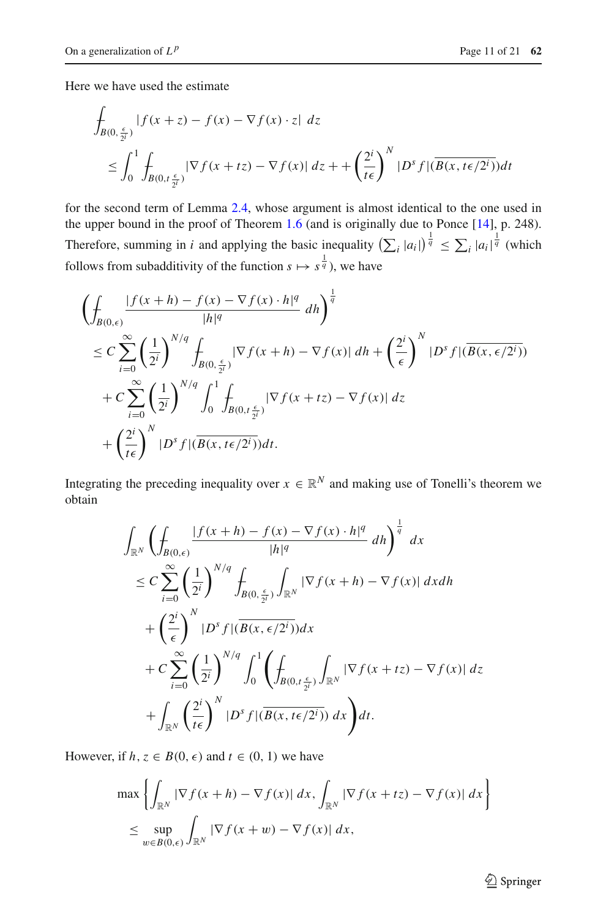Here we have used the estimate

$$
\begin{aligned}
&\fint_{B(0,\frac{\epsilon}{2^i})} |f(x+z) - f(x) - \nabla f(x) \cdot z| \; dz \\
&\quad \le \int_0^1 \fint_{B(0,t\frac{\epsilon}{2^i})} |\nabla f(x+tz) - \nabla f(x)| \; dz + + \left(\frac{2^i}{t\epsilon}\right)^N |D^s f|(\overline{B(x, t\epsilon/2^i)}) dt
\end{aligned}
$$

for the second term of Lemma 2.4, whose argument is almost identical to the one used in the upper bound in the proof of Theorem 1.6 (and is originally due to Ponce [14], p. 248). Therefore, summing in $i$ and applying the basic inequality $\left(\sum_i |a_i|\right)^{\frac{1}{q}} \le \sum_i |a_i|^{\frac{1}{q}}$ (which follows from subadditivity of the function $s \mapsto s^{\frac{1}{q}}$), we have

$$
\begin{aligned}
&\left( \fint_{B(0,\epsilon)} \frac{|f(x+h) - f(x) - \nabla f(x) \cdot h|^q}{|h|^q} \; dh \right)^{\frac{1}{q}} \\
&\le C \sum_{i=0}^{\infty} \left(\frac{1}{2^i}\right)^{N/q} \fint_{B(0,\frac{\epsilon}{2^i})} |\nabla f(x+h) - \nabla f(x)| \; dh + \left(\frac{2^i}{\epsilon}\right)^N |D^s f|(\overline{B(x, \epsilon/2^i)}) \\
&\quad + C \sum_{i=0}^{\infty} \left(\frac{1}{2^i}\right)^{N/q} \int_0^1 \fint_{B(0,t\frac{\epsilon}{2^i})} |\nabla f(x+tz) - \nabla f(x)| \; dz \\
&\quad + \left(\frac{2^i}{t\epsilon}\right)^N |D^s f|(\overline{B(x, t\epsilon/2^i)}) dt.
\end{aligned}
$$

Integrating the preceding inequality over $x \in \mathbb{R}^N$ and making use of Tonelli's theorem we obtain

$$
\begin{aligned}
&\int_{\mathbb{R}^N} \left( \fint_{B(0,\epsilon)} \frac{|f(x+h) - f(x) - \nabla f(x) \cdot h|^q}{|h|^q} \; dh \right)^{\frac{1}{q}} \; dx \\
&\le C \sum_{i=0}^{\infty} \left(\frac{1}{2^i}\right)^{N/q} \fint_{B(0,\frac{\epsilon}{2^i})} \int_{\mathbb{R}^N} |\nabla f(x+h) - \nabla f(x)| \; dx dh \\
&\quad + \left(\frac{2^i}{\epsilon}\right)^N |D^s f|(\overline{B(x, \epsilon/2^i)}) dx \\
&\quad + C \sum_{i=0}^{\infty} \left(\frac{1}{2^i}\right)^{N/q} \int_0^1 \left( \fint_{B(0,t\frac{\epsilon}{2^i})} \int_{\mathbb{R}^N} |\nabla f(x+tz) - \nabla f(x)| \; dz \right. \\
&\quad \left. + \int_{\mathbb{R}^N} \left(\frac{2^i}{t\epsilon}\right)^N |D^s f|(\overline{B(x, t\epsilon/2^i)}) \; dx \right) dt.
\end{aligned}
$$

However, if $h, z \in B(0, \epsilon)$ and $t \in (0, 1)$ we have

$$
\begin{aligned}
&\max \left\{ \int_{\mathbb{R}^N} |\nabla f(x+h) - \nabla f(x)| \; dx, \int_{\mathbb{R}^N} |\nabla f(x+tz) - \nabla f(x)| \; dx \right\} \\
&\le \sup_{w \in B(0,\epsilon)} \int_{\mathbb{R}^N} |\nabla f(x+w) - \nabla f(x)| \; dx,
\end{aligned}
$$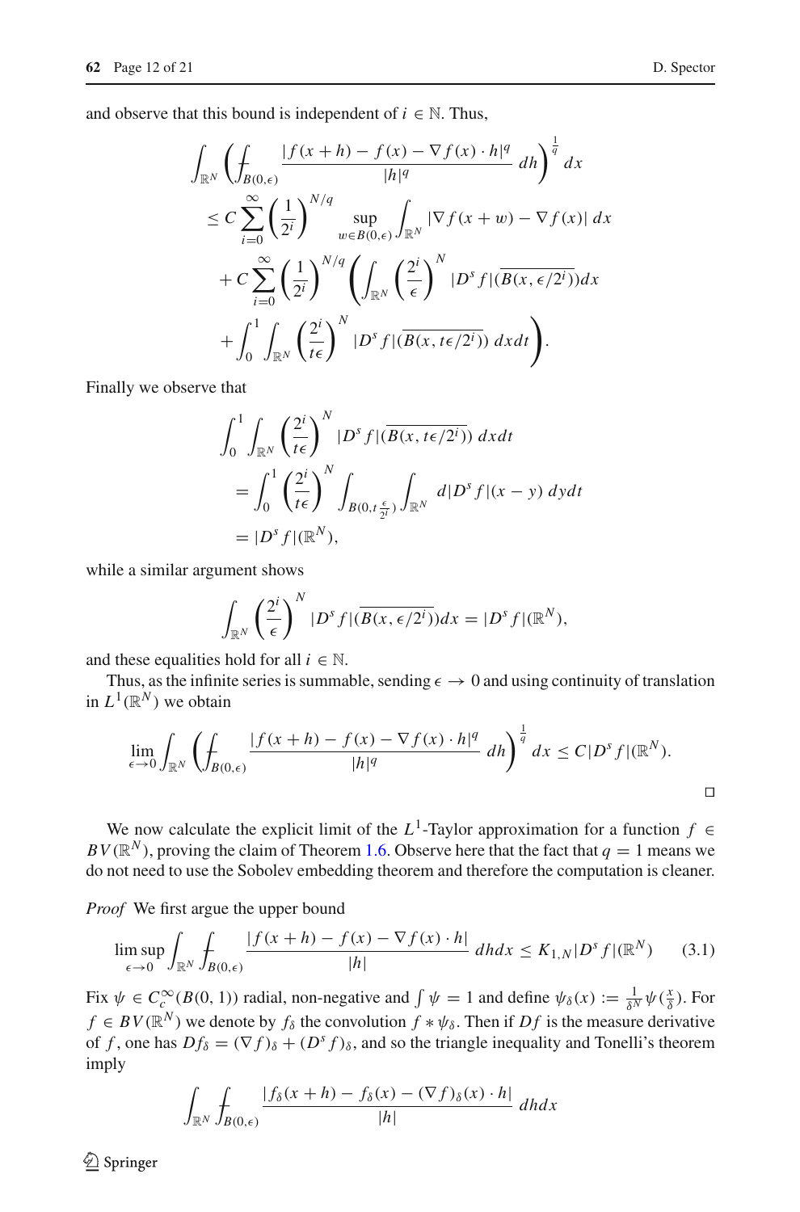and observe that this bound is independent of $i \in \mathbb{N}$. Thus,

$$\int_{\mathbb{R}^N} \left( \fint_{B(0,\epsilon)} \frac{|f(x+h) - f(x) - \nabla f(x) \cdot h|^q}{|h|^q} \, dh \right)^{\frac{1}{q}} dx$$
$$\leq C \sum_{i=0}^{\infty} \left( \frac{1}{2^i} \right)^{N/q} \sup_{w \in B(0,\epsilon)} \int_{\mathbb{R}^N} |\nabla f(x+w) - \nabla f(x)| \, dx$$
$$+ C \sum_{i=0}^{\infty} \left( \frac{1}{2^i} \right)^{N/q} \left( \int_{\mathbb{R}^N} \left( \frac{2^i}{\epsilon} \right)^N |D^s f|(\overline{B(x, \epsilon/2^i)}) dx \right.$$
$$\left. + \int_0^1 \int_{\mathbb{R}^N} \left( \frac{2^i}{t\epsilon} \right)^N |D^s f|(\overline{B(x, t\epsilon/2^i)}) \, dx dt \right).$$

Finally we observe that

$$\int_0^1 \int_{\mathbb{R}^N} \left( \frac{2^i}{t\epsilon} \right)^N |D^s f|(\overline{B(x, t\epsilon/2^i)}) \, dx dt$$
$$= \int_0^1 \left( \frac{2^i}{t\epsilon} \right)^N \int_{B(0, t\frac{\epsilon}{2^i})} \int_{\mathbb{R}^N} d|D^s f|(x-y) \, dy dt$$
$$= |D^s f|(\mathbb{R}^N),$$

while a similar argument shows

$$\int_{\mathbb{R}^N} \left( \frac{2^i}{\epsilon} \right)^N |D^s f|(\overline{B(x, \epsilon/2^i)}) dx = |D^s f|(\mathbb{R}^N),$$

and these equalities hold for all $i \in \mathbb{N}$.

Thus, as the infinite series is summable, sending $\epsilon \to 0$ and using continuity of translation in $L^1(\mathbb{R}^N)$ we obtain

$$\lim_{\epsilon \to 0} \int_{\mathbb{R}^N} \left( \fint_{B(0,\epsilon)} \frac{|f(x+h) - f(x) - \nabla f(x) \cdot h|^q}{|h|^q} \, dh \right)^{\frac{1}{q}} dx \leq C |D^s f|(\mathbb{R}^N).$$

□

We now calculate the explicit limit of the $L^1$-Taylor approximation for a function $f \in BV(\mathbb{R}^N)$, proving the claim of Theorem 1.6. Observe here that the fact that $q = 1$ means we do not need to use the Sobolev embedding theorem and therefore the computation is cleaner.

*Proof* We first argue the upper bound

$$\limsup_{\epsilon \to 0} \int_{\mathbb{R}^N} \fint_{B(0,\epsilon)} \frac{|f(x+h) - f(x) - \nabla f(x) \cdot h|}{|h|} \, dh dx \leq K_{1,N} |D^s f|(\mathbb{R}^N) \tag{3.1}$$

Fix $\psi \in C_c^\infty(B(0,1))$ radial, non-negative and $\int \psi = 1$ and define $\psi_\delta(x) := \frac{1}{\delta^N} \psi(\frac{x}{\delta})$. For $f \in BV(\mathbb{R}^N)$ we denote by $f_\delta$ the convolution $f * \psi_\delta$. Then if $Df$ is the measure derivative of $f$, one has $Df_\delta = (\nabla f)_\delta + (D^s f)_\delta$, and so the triangle inequality and Tonelli's theorem imply

$$\int_{\mathbb{R}^N} \fint_{B(0,\epsilon)} \frac{|f_\delta(x+h) - f_\delta(x) - (\nabla f)_\delta(x) \cdot h|}{|h|} \, dh dx$$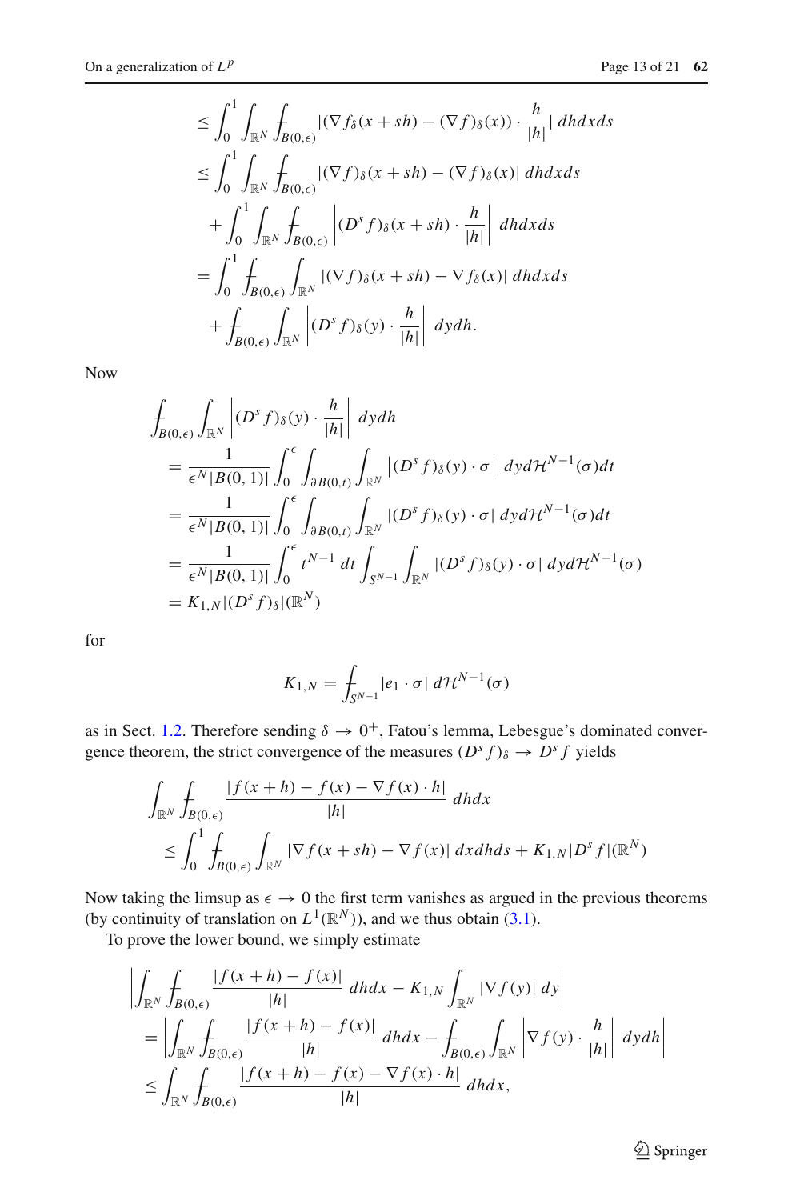$$
\begin{aligned}
&\leq \int_0^1 \int_{\mathbb{R}^N} \fint_{B(0,\epsilon)} |(\nabla f_\delta(x+sh) - (\nabla f)_\delta(x)) \cdot \frac{h}{|h|}| \, dh dx ds \\
&\leq \int_0^1 \int_{\mathbb{R}^N} \fint_{B(0,\epsilon)} |(\nabla f)_\delta(x+sh) - (\nabla f)_\delta(x)| \, dh dx ds \\
&\quad + \int_0^1 \int_{\mathbb{R}^N} \fint_{B(0,\epsilon)} \left| (D^s f)_\delta(x+sh) \cdot \frac{h}{|h|} \right| \, dh dx ds \\
&= \int_0^1 \fint_{B(0,\epsilon)} \int_{\mathbb{R}^N} |(\nabla f)_\delta(x+sh) - \nabla f_\delta(x)| \, dh dx ds \\
&\quad + \fint_{B(0,\epsilon)} \int_{\mathbb{R}^N} \left| (D^s f)_\delta(y) \cdot \frac{h}{|h|} \right| \, dy dh.
\end{aligned}
$$

Now

$$
\begin{aligned}
&\fint_{B(0,\epsilon)} \int_{\mathbb{R}^N} \left| (D^s f)_\delta(y) \cdot \frac{h}{|h|} \right| \, dy dh \\
&= \frac{1}{\epsilon^N |B(0,1)|} \int_0^\epsilon \int_{\partial B(0,t)} \int_{\mathbb{R}^N} \left| (D^s f)_\delta(y) \cdot \sigma \right| \, dy d\mathcal{H}^{N-1}(\sigma) dt \\
&= \frac{1}{\epsilon^N |B(0,1)|} \int_0^\epsilon \int_{\partial B(0,t)} \int_{\mathbb{R}^N} |(D^s f)_\delta(y) \cdot \sigma| \, dy d\mathcal{H}^{N-1}(\sigma) dt \\
&= \frac{1}{\epsilon^N |B(0,1)|} \int_0^\epsilon t^{N-1} \, dt \int_{S^{N-1}} \int_{\mathbb{R}^N} |(D^s f)_\delta(y) \cdot \sigma| \, dy d\mathcal{H}^{N-1}(\sigma) \\
&= K_{1,N} |(D^s f)_\delta|(\mathbb{R}^N)
\end{aligned}
$$

for

$$
K_{1,N} = \fint_{S^{N-1}} |e_1 \cdot \sigma| \, d\mathcal{H}^{N-1}(\sigma)
$$

as in Sect. 1.2. Therefore sending $\delta \to 0^+$, Fatou's lemma, Lebesgue's dominated convergence theorem, the strict convergence of the measures $(D^s f)_\delta \to D^s f$ yields

$$
\begin{aligned}
&\int_{\mathbb{R}^N} \fint_{B(0,\epsilon)} \frac{|f(x+h) - f(x) - \nabla f(x) \cdot h|}{|h|} \, dh dx \\
&\quad \leq \int_0^1 \fint_{B(0,\epsilon)} \int_{\mathbb{R}^N} |\nabla f(x+sh) - \nabla f(x)| \, dx dh ds + K_{1,N} |D^s f|(\mathbb{R}^N)
\end{aligned}
$$

Now taking the limsup as $\epsilon \to 0$ the first term vanishes as argued in the previous theorems (by continuity of translation on $L^1(\mathbb{R}^N)$), and we thus obtain (3.1).

To prove the lower bound, we simply estimate

$$
\begin{aligned}
&\left| \int_{\mathbb{R}^N} \fint_{B(0,\epsilon)} \frac{|f(x+h) - f(x)|}{|h|} \, dh dx - K_{1,N} \int_{\mathbb{R}^N} |\nabla f(y)| \, dy \right| \\
&= \left| \int_{\mathbb{R}^N} \fint_{B(0,\epsilon)} \frac{|f(x+h) - f(x)|}{|h|} \, dh dx - \fint_{B(0,\epsilon)} \int_{\mathbb{R}^N} \left| \nabla f(y) \cdot \frac{h}{|h|} \right| \, dy dh \right| \\
&\leq \int_{\mathbb{R}^N} \fint_{B(0,\epsilon)} \frac{|f(x+h) - f(x) - \nabla f(x) \cdot h|}{|h|} \, dh dx,
\end{aligned}
$$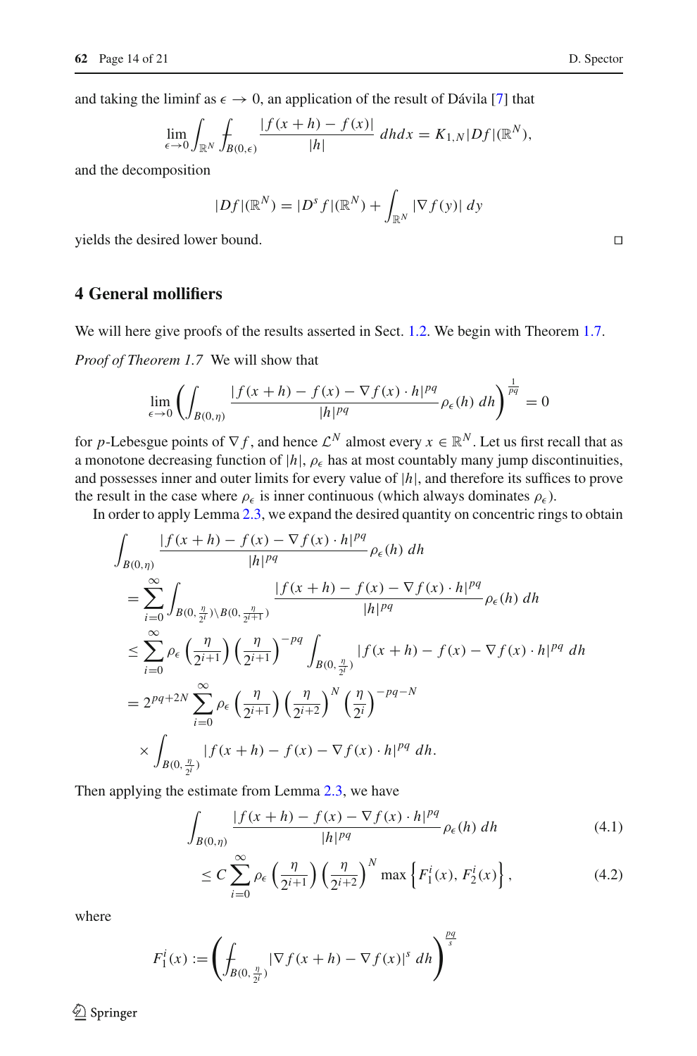and taking the liminf as $\epsilon \to 0$, an application of the result of Dávila [7] that

$$\lim_{\epsilon \to 0} \int_{\mathbb{R}^N} \fint_{B(0,\epsilon)} \frac{|f(x+h)-f(x)|}{|h|} \, dh dx = K_{1,N}|Df|(\mathbb{R}^N),$$

and the decomposition

$$|Df|(\mathbb{R}^N) = |D^s f|(\mathbb{R}^N) + \int_{\mathbb{R}^N} |\nabla f(y)| \, dy$$

yields the desired lower bound. □

## 4 General mollifiers

We will here give proofs of the results asserted in Sect. 1.2. We begin with Theorem 1.7.

*Proof of Theorem 1.7* We will show that

$$\lim_{\epsilon \to 0} \left( \int_{B(0,\eta)} \frac{|f(x+h)-f(x)-\nabla f(x)\cdot h|^{pq}}{|h|^{pq}} \rho_\epsilon(h) \, dh \right)^{\frac{1}{pq}} = 0$$

for $p$-Lebesgue points of $\nabla f$, and hence $\mathcal{L}^N$ almost every $x \in \mathbb{R}^N$. Let us first recall that as a monotone decreasing function of $|h|$, $\rho_\epsilon$ has at most countably many jump discontinuities, and possesses inner and outer limits for every value of $|h|$, and therefore its suffices to prove the result in the case where $\rho_\epsilon$ is inner continuous (which always dominates $\rho_\epsilon$).

In order to apply Lemma 2.3, we expand the desired quantity on concentric rings to obtain

$$\begin{aligned}
&\int_{B(0,\eta)} \frac{|f(x+h)-f(x)-\nabla f(x)\cdot h|^{pq}}{|h|^{pq}} \rho_\epsilon(h) \, dh \\
&= \sum_{i=0}^{\infty} \int_{B(0,\frac{\eta}{2^i})\setminus B(0,\frac{\eta}{2^{i+1}})} \frac{|f(x+h)-f(x)-\nabla f(x)\cdot h|^{pq}}{|h|^{pq}} \rho_\epsilon(h) \, dh \\
&\leq \sum_{i=0}^{\infty} \rho_\epsilon\left(\frac{\eta}{2^{i+1}}\right) \left(\frac{\eta}{2^{i+1}}\right)^{-pq} \int_{B(0,\frac{\eta}{2^i})} |f(x+h)-f(x)-\nabla f(x)\cdot h|^{pq} \, dh \\
&= 2^{pq+2N} \sum_{i=0}^{\infty} \rho_\epsilon\left(\frac{\eta}{2^{i+1}}\right) \left(\frac{\eta}{2^{i+2}}\right)^{N} \left(\frac{\eta}{2^{i}}\right)^{-pq-N} \\
&\quad \times \int_{B(0,\frac{\eta}{2^i})} |f(x+h)-f(x)-\nabla f(x)\cdot h|^{pq} \, dh.
\end{aligned}$$

Then applying the estimate from Lemma 2.3, we have

$$\int_{B(0,\eta)} \frac{|f(x+h)-f(x)-\nabla f(x)\cdot h|^{pq}}{|h|^{pq}} \rho_\epsilon(h) \, dh \tag{4.1}$$

$$\leq C \sum_{i=0}^{\infty} \rho_\epsilon\left(\frac{\eta}{2^{i+1}}\right) \left(\frac{\eta}{2^{i+2}}\right)^{N} \max\left\{F_1^i(x), F_2^i(x)\right\}, \tag{4.2}$$

where

$$F_1^i(x) := \left( \fint_{B(0,\frac{\eta}{2^i})} |\nabla f(x+h) - \nabla f(x)|^s \, dh \right)^{\frac{pq}{s}}$$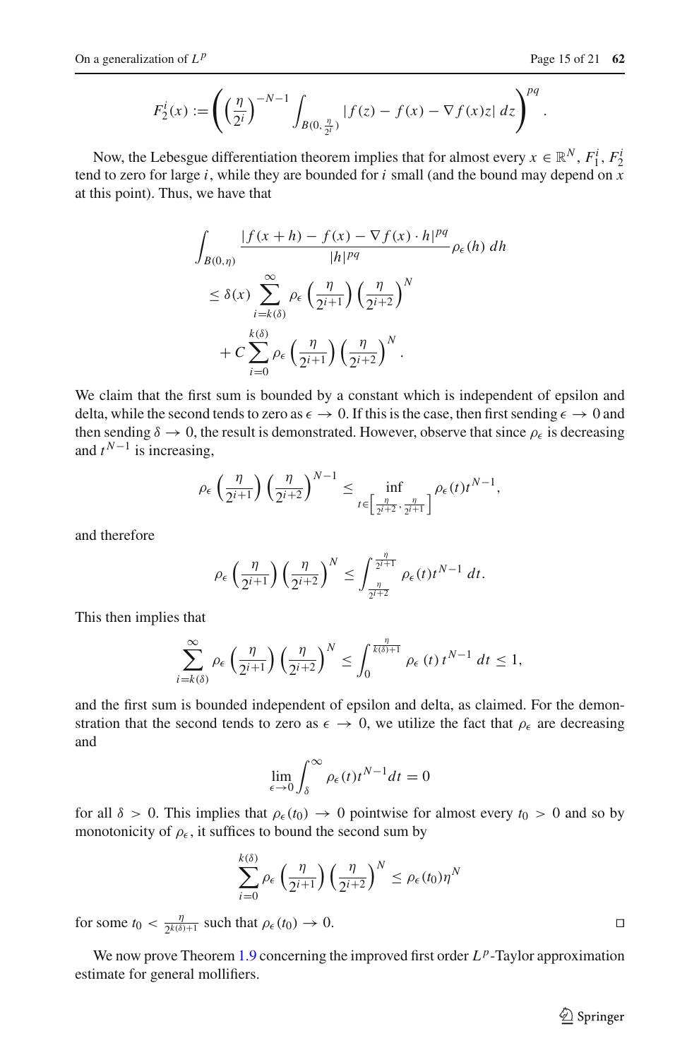$$F_2^i(x) := \left( \left( \frac{\eta}{2^i} \right)^{-N-1} \int_{B(0,\frac{\eta}{2^i})} |f(z) - f(x) - \nabla f(x) z| \, dz \right)^{pq}.$$

Now, the Lebesgue differentiation theorem implies that for almost every $x \in \mathbb{R}^N$, $F_1^i$, $F_2^i$ tend to zero for large $i$, while they are bounded for $i$ small (and the bound may depend on $x$ at this point). Thus, we have that

$$\begin{aligned}
\int_{B(0,\eta)} &\frac{|f(x+h) - f(x) - \nabla f(x) \cdot h|^{pq}}{|h|^{pq}} \rho_\epsilon(h) \, dh \\
&\leq \delta(x) \sum_{i=k(\delta)}^{\infty} \rho_\epsilon \left( \frac{\eta}{2^{i+1}} \right) \left( \frac{\eta}{2^{i+2}} \right)^N \\
&\quad + C \sum_{i=0}^{k(\delta)} \rho_\epsilon \left( \frac{\eta}{2^{i+1}} \right) \left( \frac{\eta}{2^{i+2}} \right)^N.
\end{aligned}$$

We claim that the first sum is bounded by a constant which is independent of epsilon and delta, while the second tends to zero as $\epsilon \to 0$. If this is the case, then first sending $\epsilon \to 0$ and then sending $\delta \to 0$, the result is demonstrated. However, observe that since $\rho_\epsilon$ is decreasing and $t^{N-1}$ is increasing,

$$\rho_\epsilon \left( \frac{\eta}{2^{i+1}} \right) \left( \frac{\eta}{2^{i+2}} \right)^{N-1} \leq \inf_{t \in \left[ \frac{\eta}{2^{i+2}}, \frac{\eta}{2^{i+1}} \right]} \rho_\epsilon(t) t^{N-1},$$

and therefore

$$\rho_\epsilon \left( \frac{\eta}{2^{i+1}} \right) \left( \frac{\eta}{2^{i+2}} \right)^N \leq \int_{\frac{\eta}{2^{i+2}}}^{\frac{\eta}{2^{i+1}}} \rho_\epsilon(t) t^{N-1} \, dt.$$

This then implies that

$$\sum_{i=k(\delta)}^{\infty} \rho_\epsilon \left( \frac{\eta}{2^{i+1}} \right) \left( \frac{\eta}{2^{i+2}} \right)^N \leq \int_0^{\frac{\eta}{k(\delta)+1}} \rho_\epsilon(t) \, t^{N-1} \, dt \leq 1,$$

and the first sum is bounded independent of epsilon and delta, as claimed. For the demonstration that the second tends to zero as $\epsilon \to 0$, we utilize the fact that $\rho_\epsilon$ are decreasing and

$$\lim_{\epsilon \to 0} \int_\delta^\infty \rho_\epsilon(t) t^{N-1} dt = 0$$

for all $\delta > 0$. This implies that $\rho_\epsilon(t_0) \to 0$ pointwise for almost every $t_0 > 0$ and so by monotonicity of $\rho_\epsilon$, it suffices to bound the second sum by

$$\sum_{i=0}^{k(\delta)} \rho_\epsilon \left( \frac{\eta}{2^{i+1}} \right) \left( \frac{\eta}{2^{i+2}} \right)^N \leq \rho_\epsilon(t_0) \eta^N$$

for some $t_0 < \frac{\eta}{2^{k(\delta)+1}}$ such that $\rho_\epsilon(t_0) \to 0$. $\square$

We now prove Theorem 1.9 concerning the improved first order $L^p$-Taylor approximation estimate for general mollifiers.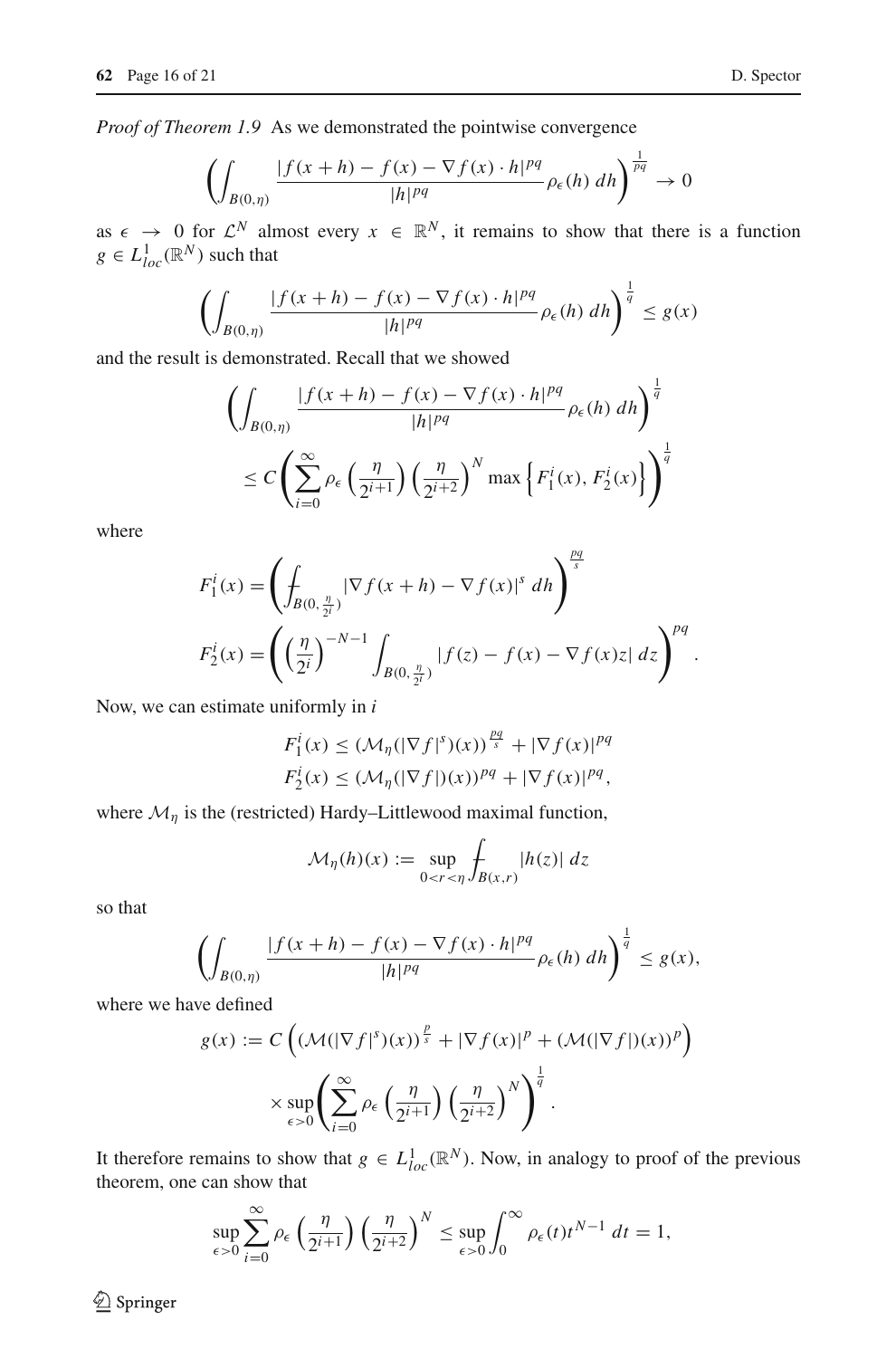*Proof of Theorem 1.9* As we demonstrated the pointwise convergence

$$\left(\int_{B(0,\eta)} \frac{|f(x+h)-f(x)-\nabla f(x)\cdot h|^{pq}}{|h|^{pq}} \rho_\epsilon(h)\,dh\right)^{\frac{1}{pq}} \to 0$$

as $\epsilon \to 0$ for $\mathcal{L}^N$ almost every $x \in \mathbb{R}^N$, it remains to show that there is a function $g \in L^1_{loc}(\mathbb{R}^N)$ such that

$$\left(\int_{B(0,\eta)} \frac{|f(x+h)-f(x)-\nabla f(x)\cdot h|^{pq}}{|h|^{pq}} \rho_\epsilon(h)\,dh\right)^{\frac{1}{q}} \leq g(x)$$

and the result is demonstrated. Recall that we showed

$$\begin{aligned}
&\left(\int_{B(0,\eta)} \frac{|f(x+h)-f(x)-\nabla f(x)\cdot h|^{pq}}{|h|^{pq}} \rho_\epsilon(h)\,dh\right)^{\frac{1}{q}} \\
&\quad \leq C\left(\sum_{i=0}^{\infty} \rho_\epsilon\left(\frac{\eta}{2^{i+1}}\right)\left(\frac{\eta}{2^{i+2}}\right)^N \max\left\{F_1^i(x), F_2^i(x)\right\}\right)^{\frac{1}{q}}
\end{aligned}$$

where

$$\begin{aligned}
F_1^i(x) &= \left(\fint_{B(0,\frac{\eta}{2^i})} |\nabla f(x+h)-\nabla f(x)|^s\,dh\right)^{\frac{pq}{s}} \\
F_2^i(x) &= \left(\left(\frac{\eta}{2^i}\right)^{-N-1}\int_{B(0,\frac{\eta}{2^i})} |f(z)-f(x)-\nabla f(x)z|\,dz\right)^{pq}.
\end{aligned}$$

Now, we can estimate uniformly in $i$

$$\begin{aligned}
F_1^i(x) &\leq (\mathcal{M}_\eta(|\nabla f|^s)(x))^{\frac{pq}{s}} + |\nabla f(x)|^{pq} \\
F_2^i(x) &\leq (\mathcal{M}_\eta(|\nabla f|)(x))^{pq} + |\nabla f(x)|^{pq},
\end{aligned}$$

where $\mathcal{M}_\eta$ is the (restricted) Hardy–Littlewood maximal function,

$$\mathcal{M}_\eta(h)(x) := \sup_{0<r<\eta} \fint_{B(x,r)} |h(z)|\,dz$$

so that

$$\left(\int_{B(0,\eta)} \frac{|f(x+h)-f(x)-\nabla f(x)\cdot h|^{pq}}{|h|^{pq}} \rho_\epsilon(h)\,dh\right)^{\frac{1}{q}} \leq g(x),$$

where we have defined

$$\begin{aligned}
g(x) &:= C\left((\mathcal{M}(|\nabla f|^s)(x))^{\frac{p}{s}} + |\nabla f(x)|^p + (\mathcal{M}(|\nabla f|)(x))^p\right) \\
&\quad \times \sup_{\epsilon>0}\left(\sum_{i=0}^{\infty} \rho_\epsilon\left(\frac{\eta}{2^{i+1}}\right)\left(\frac{\eta}{2^{i+2}}\right)^N\right)^{\frac{1}{q}}.
\end{aligned}$$

It therefore remains to show that $g \in L^1_{loc}(\mathbb{R}^N)$. Now, in analogy to proof of the previous theorem, one can show that

$$\sup_{\epsilon>0}\sum_{i=0}^{\infty} \rho_\epsilon\left(\frac{\eta}{2^{i+1}}\right)\left(\frac{\eta}{2^{i+2}}\right)^N \leq \sup_{\epsilon>0}\int_0^\infty \rho_\epsilon(t)t^{N-1}\,dt = 1,$$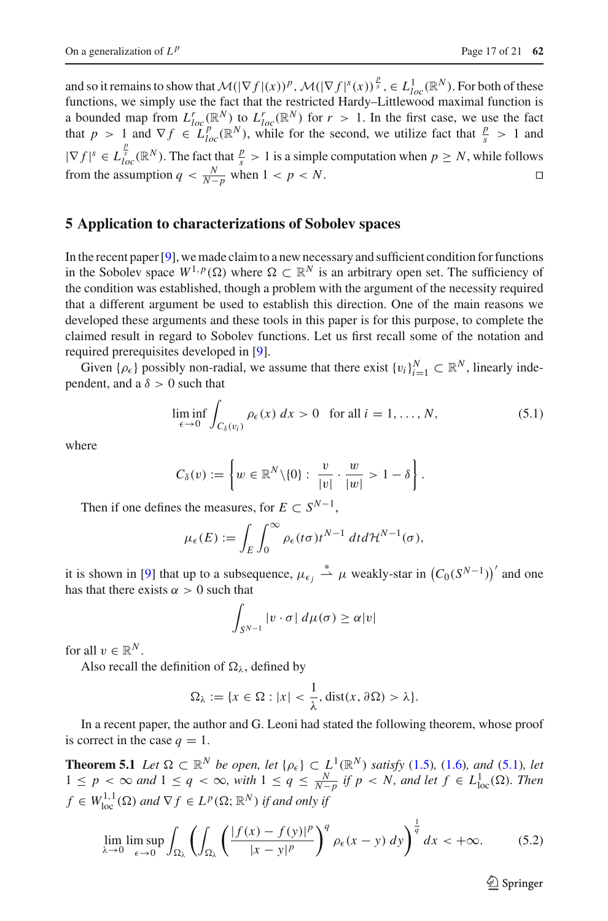and so it remains to show that $\mathcal{M}(|\nabla f|(x))^p, \mathcal{M}(|\nabla f|^s(x))^{\frac{p}{s}}, \in L^1_{loc}(\mathbb{R}^N)$. For both of these functions, we simply use the fact that the restricted Hardy–Littlewood maximal function is a bounded map from $L^r_{loc}(\mathbb{R}^N)$ to $L^r_{loc}(\mathbb{R}^N)$ for $r > 1$. In the first case, we use the fact that $p > 1$ and $\nabla f \in L^p_{loc}(\mathbb{R}^N)$, while for the second, we utilize fact that $\frac{p}{s} > 1$ and $|\nabla f|^s \in L^{\frac{p}{s}}_{loc}(\mathbb{R}^N)$. The fact that $\frac{p}{s} > 1$ is a simple computation when $p \geq N$, while follows from the assumption $q < \frac{N}{N-p}$ when $1 < p < N$. □

## 5 Application to characterizations of Sobolev spaces

In the recent paper [9], we made claim to a new necessary and sufficient condition for functions in the Sobolev space $W^{1,p}(\Omega)$ where $\Omega \subset \mathbb{R}^N$ is an arbitrary open set. The sufficiency of the condition was established, though a problem with the argument of the necessity required that a different argument be used to establish this direction. One of the main reasons we developed these arguments and these tools in this paper is for this purpose, to complete the claimed result in regard to Sobolev functions. Let us first recall some of the notation and required prerequisites developed in [9].

Given $\{\rho_\epsilon\}$ possibly non-radial, we assume that there exist $\{v_i\}_{i=1}^N \subset \mathbb{R}^N$, linearly independent, and a $\delta > 0$ such that

$$\liminf_{\epsilon \to 0} \int_{C_\delta(v_i)} \rho_\epsilon(x)\, dx > 0 \quad \text{for all } i = 1, \ldots, N, \tag{5.1}$$

where

$$C_\delta(v) := \left\{ w \in \mathbb{R}^N \backslash \{0\} : \frac{v}{|v|} \cdot \frac{w}{|w|} > 1 - \delta \right\}.$$

Then if one defines the measures, for $E \subset S^{N-1}$,

$$\mu_\epsilon(E) := \int_E \int_0^\infty \rho_\epsilon(t\sigma) t^{N-1}\, dt d\mathcal{H}^{N-1}(\sigma),$$

it is shown in [9] that up to a subsequence, $\mu_{\epsilon_j} \overset{*}{\rightharpoonup} \mu$ weakly-star in $\left(C_0(S^{N-1})\right)'$ and one has that there exists $\alpha > 0$ such that

$$\int_{S^{N-1}} |v \cdot \sigma|\, d\mu(\sigma) \geq \alpha |v|$$

for all $v \in \mathbb{R}^N$.

Also recall the definition of $\Omega_\lambda$, defined by

$$\Omega_\lambda := \{x \in \Omega : |x| < \frac{1}{\lambda}, \operatorname{dist}(x, \partial\Omega) > \lambda\}.$$

In a recent paper, the author and G. Leoni had stated the following theorem, whose proof is correct in the case $q = 1$.

**Theorem 5.1** *Let $\Omega \subset \mathbb{R}^N$ be open, let $\{\rho_\epsilon\} \subset L^1(\mathbb{R}^N)$ satisfy (1.5), (1.6), and (5.1), let $1 \leq p < \infty$ and $1 \leq q \leq \infty$, with $1 \leq q \leq \frac{N}{N-p}$ if $p < N$, and let $f \in L^1_{\text{loc}}(\Omega)$. Then $f \in W^{1,1}_{\text{loc}}(\Omega)$ and $\nabla f \in L^p(\Omega; \mathbb{R}^N)$ if and only if*

$$\lim_{\lambda \to 0} \limsup_{\epsilon \to 0} \int_{\Omega_\lambda} \left( \int_{\Omega_\lambda} \left( \frac{|f(x) - f(y)|^p}{|x-y|^p} \right)^q \rho_\epsilon(x-y)\, dy \right)^{\frac{1}{q}} dx < +\infty. \tag{5.2}$$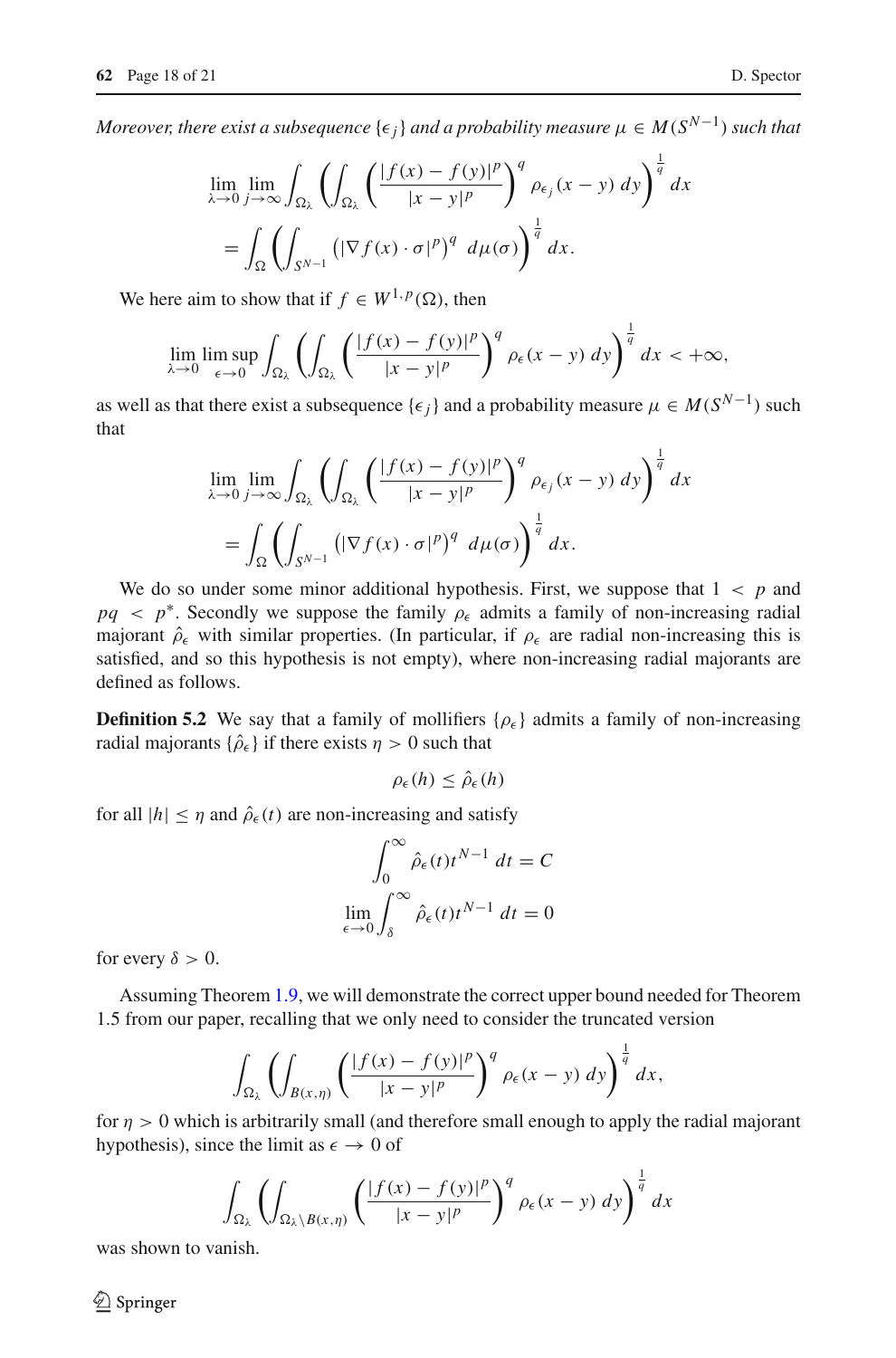*Moreover, there exist a subsequence $\{\epsilon_j\}$ and a probability measure $\mu \in M(S^{N-1})$ such that*

$$\lim_{\lambda\to 0}\lim_{j\to\infty}\int_{\Omega_\lambda}\left(\int_{\Omega_\lambda}\left(\frac{|f(x)-f(y)|^p}{|x-y|^p}\right)^q \rho_{\epsilon_j}(x-y)\,dy\right)^{\frac{1}{q}}dx$$
$$=\int_{\Omega}\left(\int_{S^{N-1}}\left(|\nabla f(x)\cdot\sigma|^p\right)^q\,d\mu(\sigma)\right)^{\frac{1}{q}}dx.$$

We here aim to show that if $f \in W^{1,p}(\Omega)$, then

$$\lim_{\lambda\to 0}\limsup_{\epsilon\to 0}\int_{\Omega_\lambda}\left(\int_{\Omega_\lambda}\left(\frac{|f(x)-f(y)|^p}{|x-y|^p}\right)^q \rho_{\epsilon}(x-y)\,dy\right)^{\frac{1}{q}}dx<+\infty,$$

as well as that there exist a subsequence $\{\epsilon_j\}$ and a probability measure $\mu \in M(S^{N-1})$ such that

$$\lim_{\lambda\to 0}\lim_{j\to\infty}\int_{\Omega_\lambda}\left(\int_{\Omega_\lambda}\left(\frac{|f(x)-f(y)|^p}{|x-y|^p}\right)^q \rho_{\epsilon_j}(x-y)\,dy\right)^{\frac{1}{q}}dx$$
$$=\int_{\Omega}\left(\int_{S^{N-1}}\left(|\nabla f(x)\cdot\sigma|^p\right)^q\,d\mu(\sigma)\right)^{\frac{1}{q}}dx.$$

We do so under some minor additional hypothesis. First, we suppose that $1 < p$ and $pq < p^*$. Secondly we suppose the family $\rho_\epsilon$ admits a family of non-increasing radial majorant $\hat{\rho}_\epsilon$ with similar properties. (In particular, if $\rho_\epsilon$ are radial non-increasing this is satisfied, and so this hypothesis is not empty), where non-increasing radial majorants are defined as follows.

**Definition 5.2** We say that a family of mollifiers $\{\rho_\epsilon\}$ admits a family of non-increasing radial majorants $\{\hat{\rho}_\epsilon\}$ if there exists $\eta > 0$ such that

$$\rho_\epsilon(h) \leq \hat{\rho}_\epsilon(h)$$

for all $|h| \leq \eta$ and $\hat{\rho}_\epsilon(t)$ are non-increasing and satisfy

$$\int_0^\infty \hat{\rho}_\epsilon(t)t^{N-1}\,dt = C$$
$$\lim_{\epsilon\to 0}\int_\delta^\infty \hat{\rho}_\epsilon(t)t^{N-1}\,dt = 0$$

for every $\delta > 0$.

Assuming Theorem 1.9, we will demonstrate the correct upper bound needed for Theorem 1.5 from our paper, recalling that we only need to consider the truncated version

$$\int_{\Omega_\lambda}\left(\int_{B(x,\eta)}\left(\frac{|f(x)-f(y)|^p}{|x-y|^p}\right)^q \rho_{\epsilon}(x-y)\,dy\right)^{\frac{1}{q}}dx,$$

for $\eta > 0$ which is arbitrarily small (and therefore small enough to apply the radial majorant hypothesis), since the limit as $\epsilon \to 0$ of

$$\int_{\Omega_\lambda}\left(\int_{\Omega_\lambda\setminus B(x,\eta)}\left(\frac{|f(x)-f(y)|^p}{|x-y|^p}\right)^q \rho_{\epsilon}(x-y)\,dy\right)^{\frac{1}{q}}dx$$

was shown to vanish.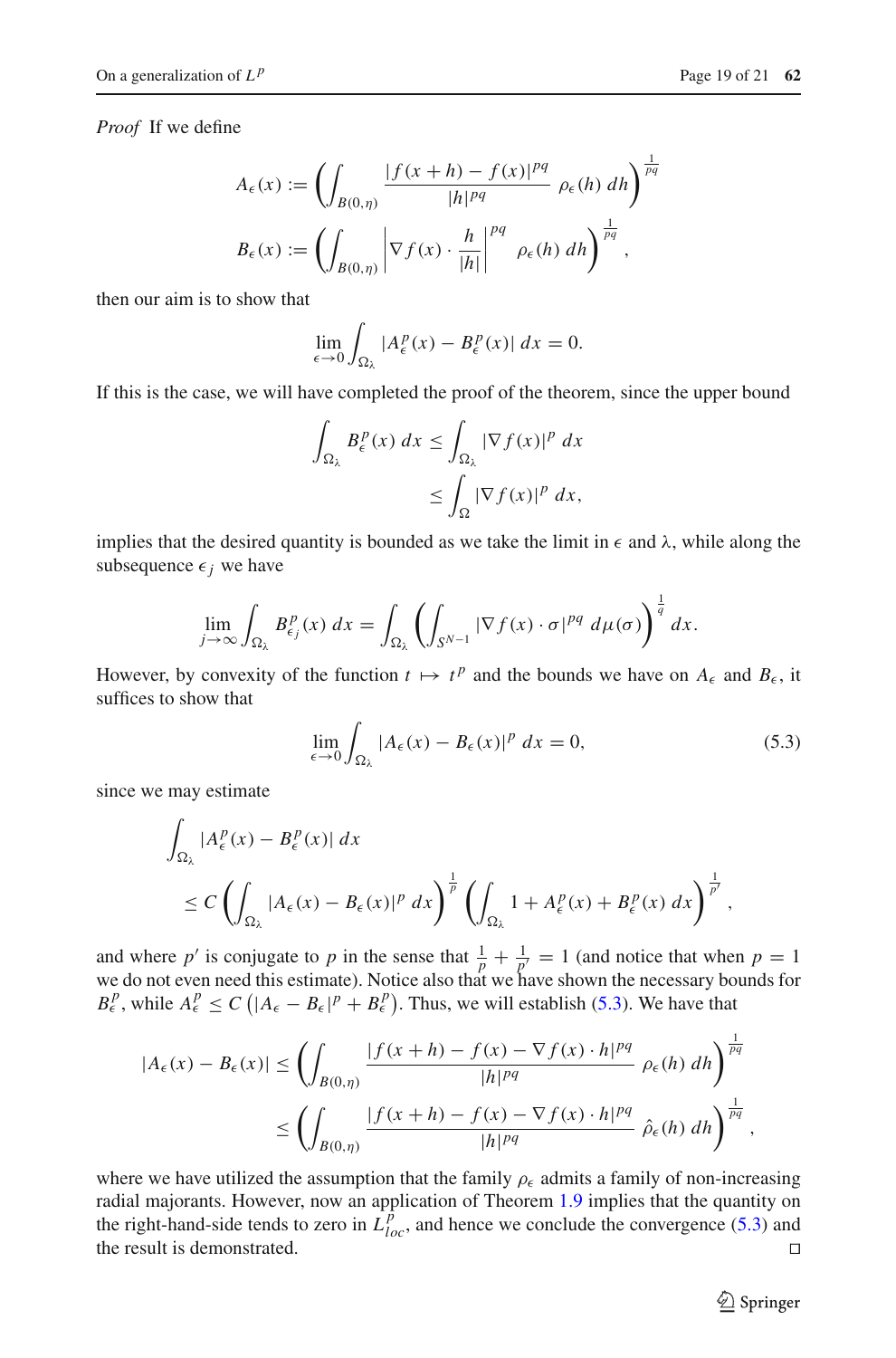*Proof* If we define

$$A_\epsilon(x) := \left( \int_{B(0,\eta)} \frac{|f(x+h) - f(x)|^{pq}}{|h|^{pq}} \; \rho_\epsilon(h)\, dh \right)^{\frac{1}{pq}}$$

$$B_\epsilon(x) := \left( \int_{B(0,\eta)} \left| \nabla f(x) \cdot \frac{h}{|h|} \right|^{pq} \; \rho_\epsilon(h)\, dh \right)^{\frac{1}{pq}},$$

then our aim is to show that

$$\lim_{\epsilon \to 0} \int_{\Omega_\lambda} |A^p_\epsilon(x) - B^p_\epsilon(x)| \, dx = 0.$$

If this is the case, we will have completed the proof of the theorem, since the upper bound

$$\begin{aligned} \int_{\Omega_\lambda} B^p_\epsilon(x)\, dx &\leq \int_{\Omega_\lambda} |\nabla f(x)|^p \, dx \\ &\leq \int_{\Omega} |\nabla f(x)|^p \, dx, \end{aligned}$$

implies that the desired quantity is bounded as we take the limit in $\epsilon$ and $\lambda$, while along the subsequence $\epsilon_j$ we have

$$\lim_{j \to \infty} \int_{\Omega_\lambda} B^p_{\epsilon_j}(x)\, dx = \int_{\Omega_\lambda} \left( \int_{S^{N-1}} |\nabla f(x) \cdot \sigma|^{pq} \, d\mu(\sigma) \right)^{\frac{1}{q}} dx.$$

However, by convexity of the function $t \mapsto t^p$ and the bounds we have on $A_\epsilon$ and $B_\epsilon$, it suffices to show that

$$\lim_{\epsilon \to 0} \int_{\Omega_\lambda} |A_\epsilon(x) - B_\epsilon(x)|^p \, dx = 0, \tag{5.3}$$

since we may estimate

$$\begin{aligned} &\int_{\Omega_\lambda} |A^p_\epsilon(x) - B^p_\epsilon(x)| \, dx \\ &\leq C \left( \int_{\Omega_\lambda} |A_\epsilon(x) - B_\epsilon(x)|^p \, dx \right)^{\frac{1}{p}} \left( \int_{\Omega_\lambda} 1 + A^p_\epsilon(x) + B^p_\epsilon(x)\, dx \right)^{\frac{1}{p'}}, \end{aligned}$$

and where $p'$ is conjugate to $p$ in the sense that $\frac{1}{p} + \frac{1}{p'} = 1$ (and notice that when $p = 1$ we do not even need this estimate). Notice also that we have shown the necessary bounds for $B^p_\epsilon$, while $A^p_\epsilon \leq C\left(|A_\epsilon - B_\epsilon|^p + B^p_\epsilon\right)$. Thus, we will establish (5.3). We have that

$$\begin{aligned} |A_\epsilon(x) - B_\epsilon(x)| &\leq \left( \int_{B(0,\eta)} \frac{|f(x+h) - f(x) - \nabla f(x) \cdot h|^{pq}}{|h|^{pq}} \; \rho_\epsilon(h)\, dh \right)^{\frac{1}{pq}} \\ &\leq \left( \int_{B(0,\eta)} \frac{|f(x+h) - f(x) - \nabla f(x) \cdot h|^{pq}}{|h|^{pq}} \; \hat{\rho}_\epsilon(h)\, dh \right)^{\frac{1}{pq}}, \end{aligned}$$

where we have utilized the assumption that the family $\rho_\epsilon$ admits a family of non-increasing radial majorants. However, now an application of Theorem 1.9 implies that the quantity on the right-hand-side tends to zero in $L^p_{loc}$, and hence we conclude the convergence (5.3) and the result is demonstrated. □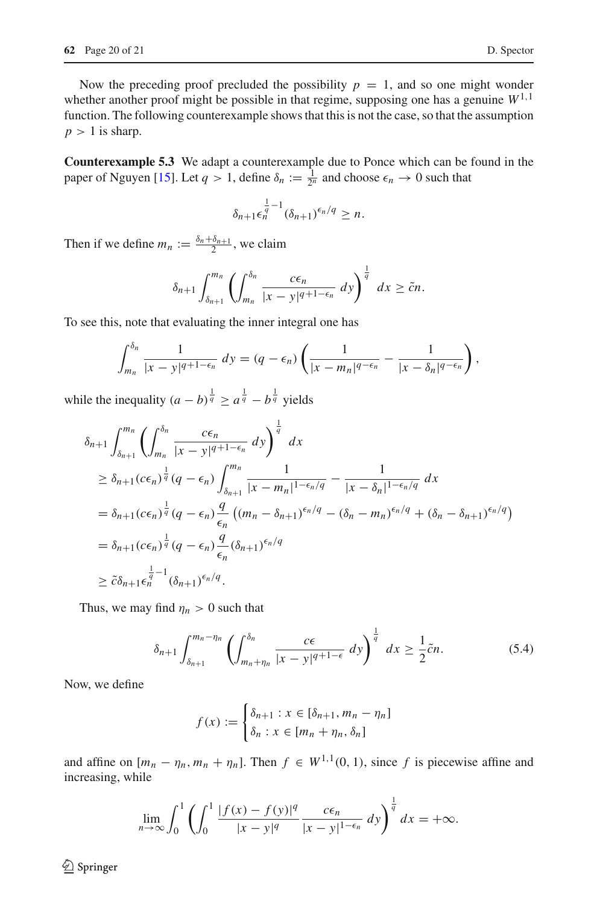Now the preceding proof precluded the possibility $p = 1$, and so one might wonder whether another proof might be possible in that regime, supposing one has a genuine $W^{1,1}$ function. The following counterexample shows that this is not the case, so that the assumption $p > 1$ is sharp.

**Counterexample 5.3** We adapt a counterexample due to Ponce which can be found in the paper of Nguyen [15]. Let $q > 1$, define $\delta_n := \frac{1}{2^n}$ and choose $\epsilon_n \to 0$ such that

$$\delta_{n+1}\epsilon_n^{\frac{1}{q}-1}(\delta_{n+1})^{\epsilon_n/q} \geq n.$$

Then if we define $m_n := \frac{\delta_n + \delta_{n+1}}{2}$, we claim

$$\delta_{n+1}\int_{\delta_{n+1}}^{m_n} \left( \int_{m_n}^{\delta_n} \frac{c\epsilon_n}{|x-y|^{q+1-\epsilon_n}}\, dy \right)^{\frac{1}{q}} dx \geq \tilde{c}n.$$

To see this, note that evaluating the inner integral one has

$$\int_{m_n}^{\delta_n} \frac{1}{|x-y|^{q+1-\epsilon_n}}\, dy = (q-\epsilon_n)\left( \frac{1}{|x-m_n|^{q-\epsilon_n}} - \frac{1}{|x-\delta_n|^{q-\epsilon_n}} \right),$$

while the inequality $(a-b)^{\frac{1}{q}} \geq a^{\frac{1}{q}} - b^{\frac{1}{q}}$ yields

$$\begin{aligned}
&\delta_{n+1}\int_{\delta_{n+1}}^{m_n} \left( \int_{m_n}^{\delta_n} \frac{c\epsilon_n}{|x-y|^{q+1-\epsilon_n}}\, dy \right)^{\frac{1}{q}} dx \\
&\geq \delta_{n+1}(c\epsilon_n)^{\frac{1}{q}}(q-\epsilon_n)\int_{\delta_{n+1}}^{m_n} \frac{1}{|x-m_n|^{1-\epsilon_n/q}} - \frac{1}{|x-\delta_n|^{1-\epsilon_n/q}}\, dx \\
&= \delta_{n+1}(c\epsilon_n)^{\frac{1}{q}}(q-\epsilon_n)\frac{q}{\epsilon_n}\left( (m_n-\delta_{n+1})^{\epsilon_n/q} - (\delta_n - m_n)^{\epsilon_n/q} + (\delta_n - \delta_{n+1})^{\epsilon_n/q} \right) \\
&= \delta_{n+1}(c\epsilon_n)^{\frac{1}{q}}(q-\epsilon_n)\frac{q}{\epsilon_n}(\delta_{n+1})^{\epsilon_n/q} \\
&\geq \tilde{c}\delta_{n+1}\epsilon_n^{\frac{1}{q}-1}(\delta_{n+1})^{\epsilon_n/q}.
\end{aligned}$$

Thus, we may find $\eta_n > 0$ such that

$$\delta_{n+1}\int_{\delta_{n+1}}^{m_n-\eta_n} \left( \int_{m_n+\eta_n}^{\delta_n} \frac{c\epsilon}{|x-y|^{q+1-\epsilon}}\, dy \right)^{\frac{1}{q}} dx \geq \frac{1}{2}\tilde{c}n. \tag{5.4}$$

Now, we define

$$f(x) := \begin{cases} \delta_{n+1} : x \in [\delta_{n+1}, m_n - \eta_n] \\ \delta_n : x \in [m_n + \eta_n, \delta_n] \end{cases}$$

and affine on $[m_n - \eta_n, m_n + \eta_n]$. Then $f \in W^{1,1}(0,1)$, since $f$ is piecewise affine and increasing, while

$$\lim_{n\to\infty}\int_0^1 \left( \int_0^1 \frac{|f(x)-f(y)|^q}{|x-y|^q}\frac{c\epsilon_n}{|x-y|^{1-\epsilon_n}}\, dy \right)^{\frac{1}{q}} dx = +\infty.$$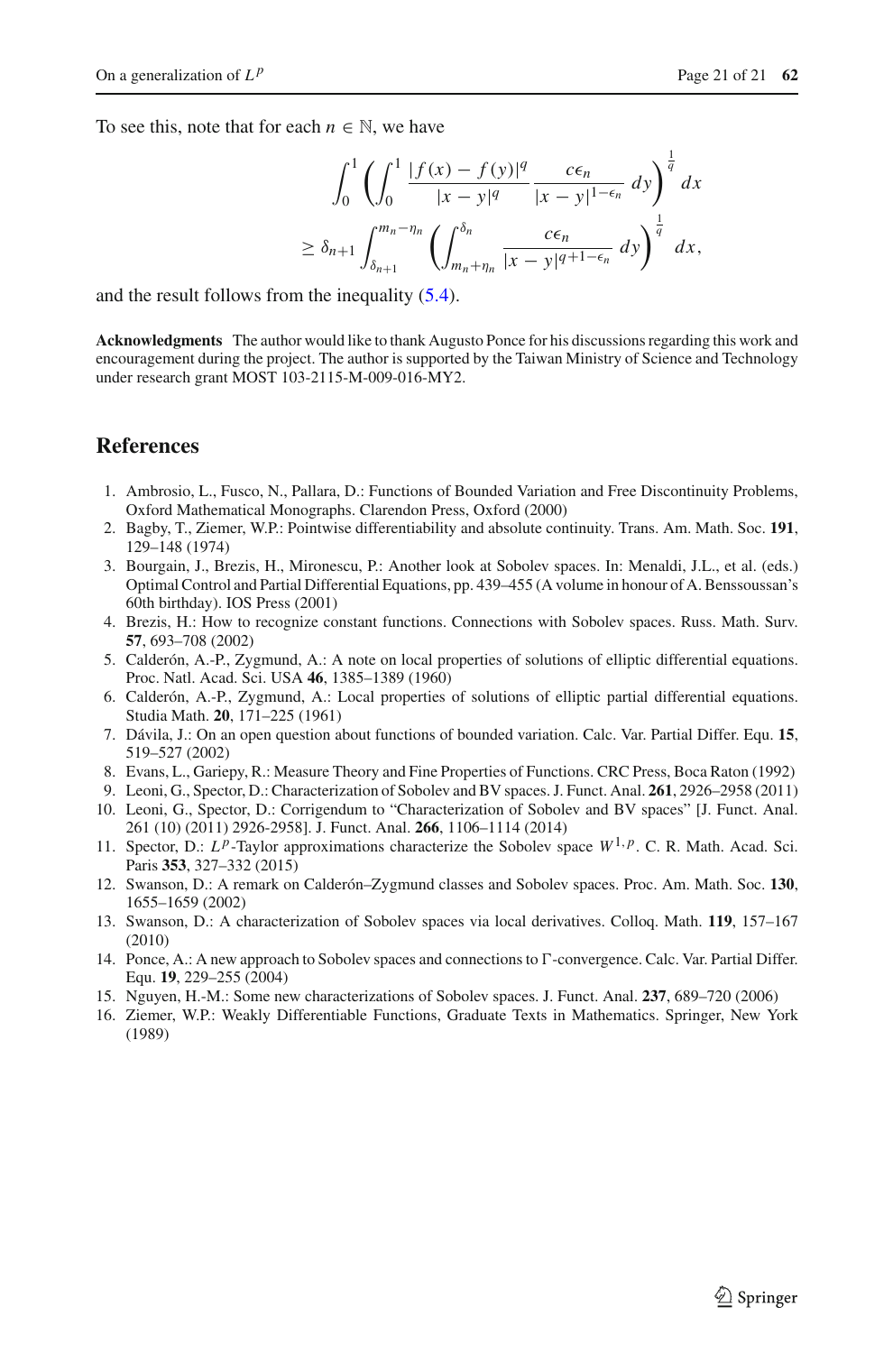To see this, note that for each $n \in \mathbb{N}$, we have

$$
\begin{aligned}
&\int_0^1 \left( \int_0^1 \frac{|f(x)-f(y)|^q}{|x-y|^q} \frac{c\epsilon_n}{|x-y|^{1-\epsilon_n}}\, dy \right)^{\frac{1}{q}} dx \\
&\geq \delta_{n+1} \int_{\delta_{n+1}}^{m_n-\eta_n} \left( \int_{m_n+\eta_n}^{\delta_n} \frac{c\epsilon_n}{|x-y|^{q+1-\epsilon_n}}\, dy \right)^{\frac{1}{q}} dx,
\end{aligned}
$$

and the result follows from the inequality (5.4).

**Acknowledgments** The author would like to thank Augusto Ponce for his discussions regarding this work and encouragement during the project. The author is supported by the Taiwan Ministry of Science and Technology under research grant MOST 103-2115-M-009-016-MY2.

## References

1. Ambrosio, L., Fusco, N., Pallara, D.: Functions of Bounded Variation and Free Discontinuity Problems, Oxford Mathematical Monographs. Clarendon Press, Oxford (2000)
2. Bagby, T., Ziemer, W.P.: Pointwise differentiability and absolute continuity. Trans. Am. Math. Soc. **191**, 129–148 (1974)
3. Bourgain, J., Brezis, H., Mironescu, P.: Another look at Sobolev spaces. In: Menaldi, J.L., et al. (eds.) Optimal Control and Partial Differential Equations, pp. 439–455 (A volume in honour of A. Benssoussan's 60th birthday). IOS Press (2001)
4. Brezis, H.: How to recognize constant functions. Connections with Sobolev spaces. Russ. Math. Surv. **57**, 693–708 (2002)
5. Calderón, A.-P., Zygmund, A.: A note on local properties of solutions of elliptic differential equations. Proc. Natl. Acad. Sci. USA **46**, 1385–1389 (1960)
6. Calderón, A.-P., Zygmund, A.: Local properties of solutions of elliptic partial differential equations. Studia Math. **20**, 171–225 (1961)
7. Dávila, J.: On an open question about functions of bounded variation. Calc. Var. Partial Differ. Equ. **15**, 519–527 (2002)
8. Evans, L., Gariepy, R.: Measure Theory and Fine Properties of Functions. CRC Press, Boca Raton (1992)
9. Leoni, G., Spector, D.: Characterization of Sobolev and BV spaces. J. Funct. Anal. **261**, 2926–2958 (2011)
10. Leoni, G., Spector, D.: Corrigendum to "Characterization of Sobolev and BV spaces" [J. Funct. Anal. 261 (10) (2011) 2926-2958]. J. Funct. Anal. **266**, 1106–1114 (2014)
11. Spector, D.: $L^p$-Taylor approximations characterize the Sobolev space $W^{1,p}$. C. R. Math. Acad. Sci. Paris **353**, 327–332 (2015)
12. Swanson, D.: A remark on Calderón–Zygmund classes and Sobolev spaces. Proc. Am. Math. Soc. **130**, 1655–1659 (2002)
13. Swanson, D.: A characterization of Sobolev spaces via local derivatives. Colloq. Math. **119**, 157–167 (2010)
14. Ponce, A.: A new approach to Sobolev spaces and connections to Γ-convergence. Calc. Var. Partial Differ. Equ. **19**, 229–255 (2004)
15. Nguyen, H.-M.: Some new characterizations of Sobolev spaces. J. Funct. Anal. **237**, 689–720 (2006)
16. Ziemer, W.P.: Weakly Differentiable Functions, Graduate Texts in Mathematics. Springer, New York (1989)